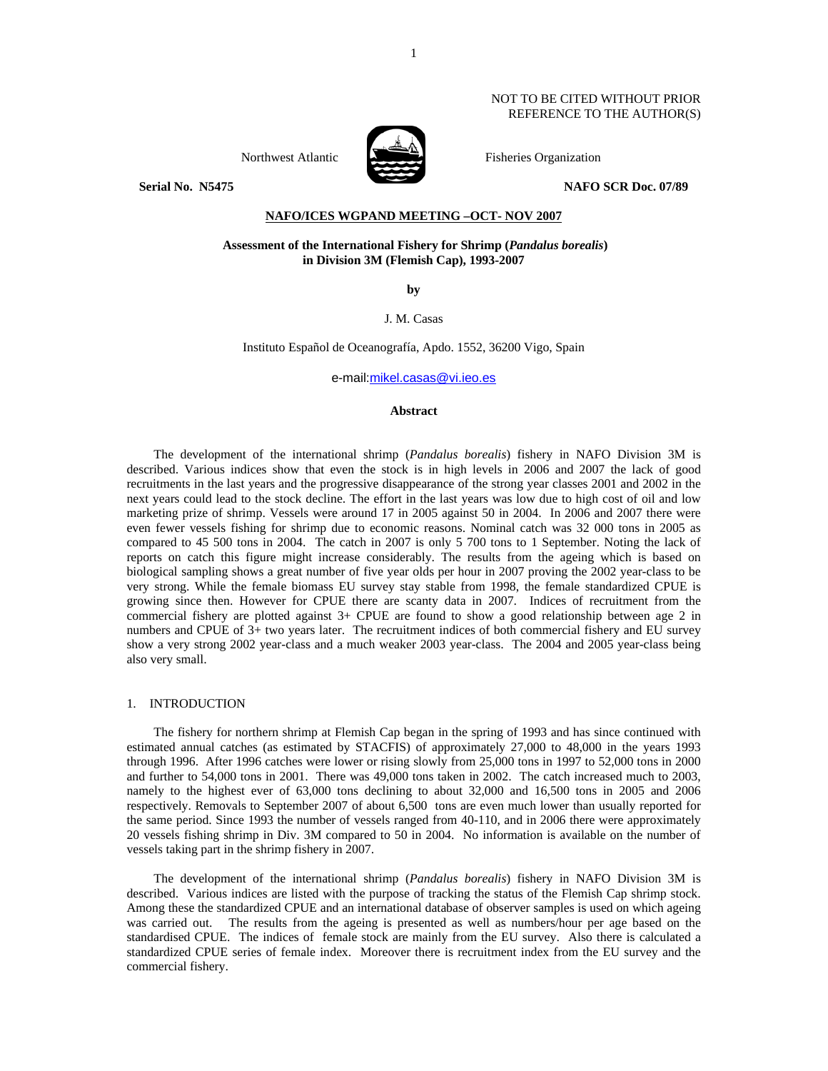NOT TO BE CITED WITHOUT PRIOR REFERENCE TO THE AUTHOR(S)

Northwest Atlantic Fisheries Organization

**Serial No. N5475** **NAFO SCR Doc. 07/89**

**NAFO/ICES WGPAND MEETING –OCT- NOV 2007**

**Assessment of the International Fishery for Shrimp (*Pandalus borealis*) in Division 3M (Flemish Cap), 1993-2007**

**by**

J. M. Casas

Instituto Español de Oceanografía, Apdo. 1552, 36200 Vigo, Spain

e-mail:mikel.casas@vi.ieo.es

**Abstract**

The development of the international shrimp (*Pandalus borealis*) fishery in NAFO Division 3M is described. Various indices show that even the stock is in high levels in 2006 and 2007 the lack of good recruitments in the last years and the progressive disappearance of the strong year classes 2001 and 2002 in the next years could lead to the stock decline. The effort in the last years was low due to high cost of oil and low marketing prize of shrimp. Vessels were around 17 in 2005 against 50 in 2004. In 2006 and 2007 there were even fewer vessels fishing for shrimp due to economic reasons. Nominal catch was 32 000 tons in 2005 as compared to 45 500 tons in 2004. The catch in 2007 is only 5 700 tons to 1 September. Noting the lack of reports on catch this figure might increase considerably. The results from the ageing which is based on biological sampling shows a great number of five year olds per hour in 2007 proving the 2002 year-class to be very strong. While the female biomass EU survey stay stable from 1998, the female standardized CPUE is growing since then. However for CPUE there are scanty data in 2007. Indices of recruitment from the commercial fishery are plotted against 3+ CPUE are found to show a good relationship between age 2 in numbers and CPUE of 3+ two years later. The recruitment indices of both commercial fishery and EU survey show a very strong 2002 year-class and a much weaker 2003 year-class. The 2004 and 2005 year-class being also very small.

## 1. INTRODUCTION

The fishery for northern shrimp at Flemish Cap began in the spring of 1993 and has since continued with estimated annual catches (as estimated by STACFIS) of approximately 27,000 to 48,000 in the years 1993 through 1996. After 1996 catches were lower or rising slowly from 25,000 tons in 1997 to 52,000 tons in 2000 and further to 54,000 tons in 2001. There was 49,000 tons taken in 2002. The catch increased much to 2003, namely to the highest ever of 63,000 tons declining to about 32,000 and 16,500 tons in 2005 and 2006 respectively. Removals to September 2007 of about 6,500 tons are even much lower than usually reported for the same period. Since 1993 the number of vessels ranged from 40-110, and in 2006 there were approximately 20 vessels fishing shrimp in Div. 3M compared to 50 in 2004. No information is available on the number of vessels taking part in the shrimp fishery in 2007.

The development of the international shrimp (*Pandalus borealis*) fishery in NAFO Division 3M is described. Various indices are listed with the purpose of tracking the status of the Flemish Cap shrimp stock. Among these the standardized CPUE and an international database of observer samples is used on which ageing was carried out. The results from the ageing is presented as well as numbers/hour per age based on the standardised CPUE. The indices of female stock are mainly from the EU survey. Also there is calculated a standardized CPUE series of female index. Moreover there is recruitment index from the EU survey and the commercial fishery.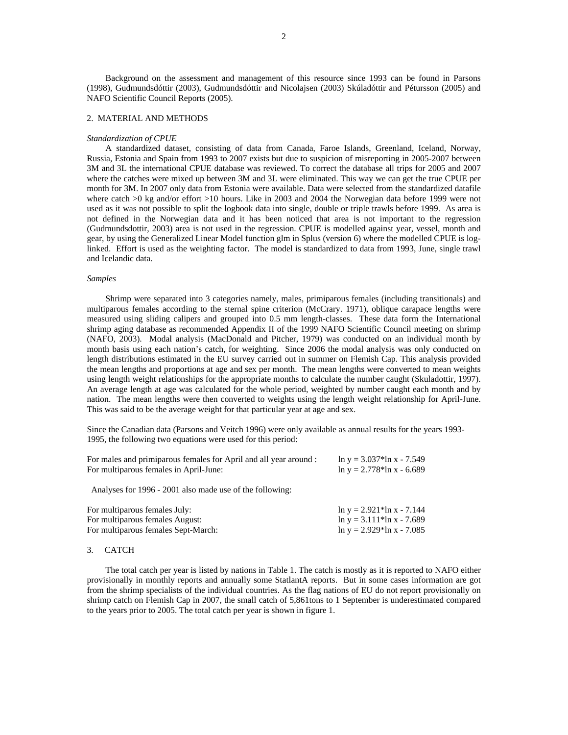Background on the assessment and management of this resource since 1993 can be found in Parsons (1998), Gudmundsdóttir (2003), Gudmundsdóttir and Nicolajsen (2003) Skúladóttir and Pétursson (2005) and NAFO Scientific Council Reports (2005).

## 2. MATERIAL AND METHODS

### *Standardization of CPUE*

A standardized dataset, consisting of data from Canada, Faroe Islands, Greenland, Iceland, Norway, Russia, Estonia and Spain from 1993 to 2007 exists but due to suspicion of misreporting in 2005-2007 between 3M and 3L the international CPUE database was reviewed. To correct the database all trips for 2005 and 2007 where the catches were mixed up between 3M and 3L were eliminated. This way we can get the true CPUE per month for 3M. In 2007 only data from Estonia were available. Data were selected from the standardized datafile where catch >0 kg and/or effort >10 hours. Like in 2003 and 2004 the Norwegian data before 1999 were not used as it was not possible to split the logbook data into single, double or triple trawls before 1999. As area is not defined in the Norwegian data and it has been noticed that area is not important to the regression (Gudmundsdottir, 2003) area is not used in the regression. CPUE is modelled against year, vessel, month and gear, by using the Generalized Linear Model function glm in Splus (version 6) where the modelled CPUE is log-linked. Effort is used as the weighting factor. The model is standardized to data from 1993, June, single trawl and Icelandic data.

### *Samples*

Shrimp were separated into 3 categories namely, males, primiparous females (including transitionals) and multiparous females according to the sternal spine criterion (McCrary. 1971), oblique carapace lengths were measured using sliding calipers and grouped into 0.5 mm length-classes. These data form the International shrimp aging database as recommended Appendix II of the 1999 NAFO Scientific Council meeting on shrimp (NAFO, 2003). Modal analysis (MacDonald and Pitcher, 1979) was conducted on an individual month by month basis using each nation's catch, for weighting. Since 2006 the modal analysis was only conducted on length distributions estimated in the EU survey carried out in summer on Flemish Cap. This analysis provided the mean lengths and proportions at age and sex per month. The mean lengths were converted to mean weights using length weight relationships for the appropriate months to calculate the number caught (Skuladottir, 1997). An average length at age was calculated for the whole period, weighted by number caught each month and by nation. The mean lengths were then converted to weights using the length weight relationship for April-June. This was said to be the average weight for that particular year at age and sex.

Since the Canadian data (Parsons and Veitch 1996) were only available as annual results for the years 1993-1995, the following two equations were used for this period:

| | |
|---|---|
| For males and primiparous females for April and all year around : | $\ln y = 3.037 * \ln x - 7.549$ |
| For multiparous females in April-June: | $\ln y = 2.778 * \ln x - 6.689$ |

Analyses for 1996 - 2001 also made use of the following:

| | |
|---|---|
| For multiparous females July: | $\ln y = 2.921 * \ln x - 7.144$ |
| For multiparous females August: | $\ln y = 3.111 * \ln x - 7.689$ |
| For multiparous females Sept-March: | $\ln y = 2.929 * \ln x - 7.085$ |

## 3. CATCH

The total catch per year is listed by nations in Table 1. The catch is mostly as it is reported to NAFO either provisionally in monthly reports and annually some StatlantA reports. But in some cases information are got from the shrimp specialists of the individual countries. As the flag nations of EU do not report provisionally on shrimp catch on Flemish Cap in 2007, the small catch of 5,861tons to 1 September is underestimated compared to the years prior to 2005. The total catch per year is shown in figure 1.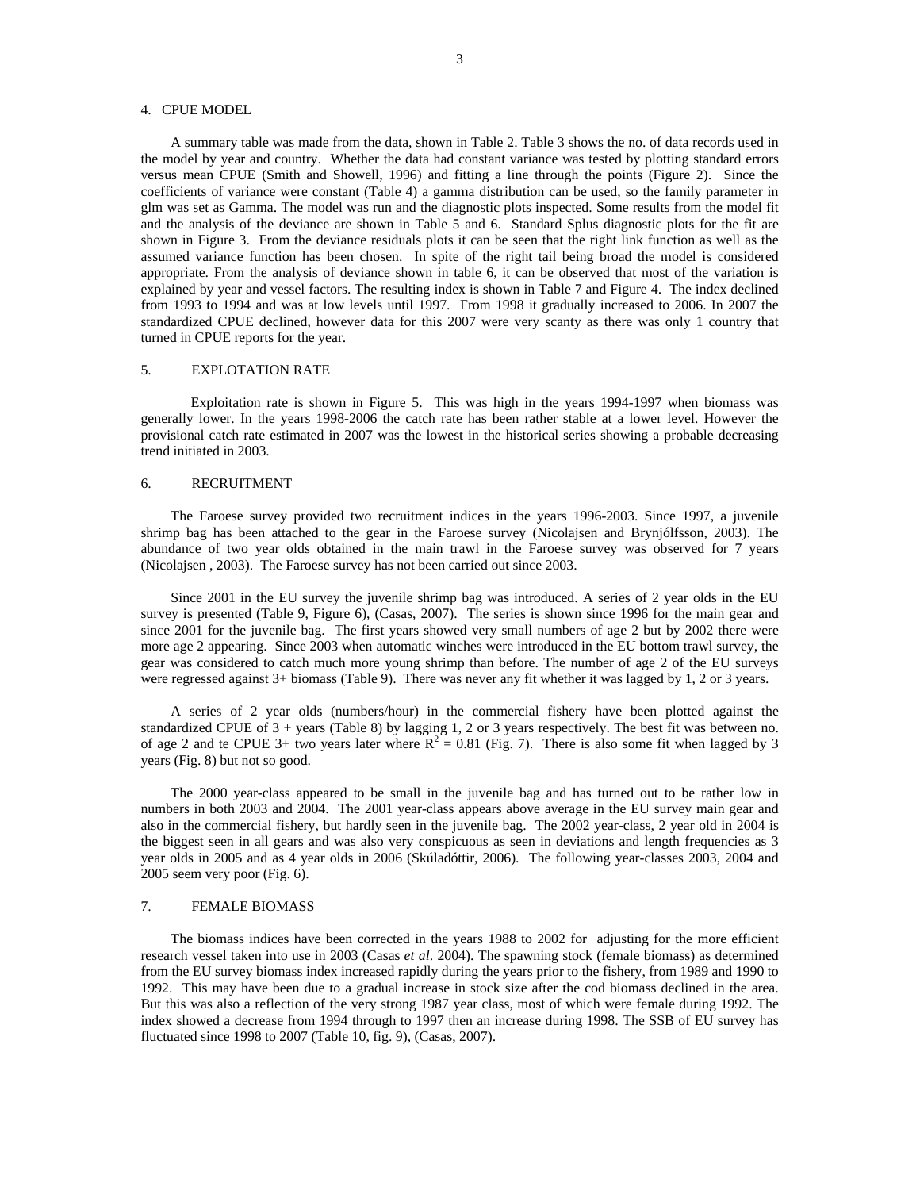## 4. CPUE MODEL

A summary table was made from the data, shown in Table 2. Table 3 shows the no. of data records used in the model by year and country. Whether the data had constant variance was tested by plotting standard errors versus mean CPUE (Smith and Showell, 1996) and fitting a line through the points (Figure 2). Since the coefficients of variance were constant (Table 4) a gamma distribution can be used, so the family parameter in glm was set as Gamma. The model was run and the diagnostic plots inspected. Some results from the model fit and the analysis of the deviance are shown in Table 5 and 6. Standard Splus diagnostic plots for the fit are shown in Figure 3. From the deviance residuals plots it can be seen that the right link function as well as the assumed variance function has been chosen. In spite of the right tail being broad the model is considered appropriate. From the analysis of deviance shown in table 6, it can be observed that most of the variation is explained by year and vessel factors. The resulting index is shown in Table 7 and Figure 4. The index declined from 1993 to 1994 and was at low levels until 1997. From 1998 it gradually increased to 2006. In 2007 the standardized CPUE declined, however data for this 2007 were very scanty as there was only 1 country that turned in CPUE reports for the year.

## 5. EXPLOTATION RATE

Exploitation rate is shown in Figure 5. This was high in the years 1994-1997 when biomass was generally lower. In the years 1998-2006 the catch rate has been rather stable at a lower level. However the provisional catch rate estimated in 2007 was the lowest in the historical series showing a probable decreasing trend initiated in 2003.

## 6. RECRUITMENT

The Faroese survey provided two recruitment indices in the years 1996-2003. Since 1997, a juvenile shrimp bag has been attached to the gear in the Faroese survey (Nicolajsen and Brynjólfsson, 2003). The abundance of two year olds obtained in the main trawl in the Faroese survey was observed for 7 years (Nicolajsen , 2003). The Faroese survey has not been carried out since 2003.

Since 2001 in the EU survey the juvenile shrimp bag was introduced. A series of 2 year olds in the EU survey is presented (Table 9, Figure 6), (Casas, 2007). The series is shown since 1996 for the main gear and since 2001 for the juvenile bag. The first years showed very small numbers of age 2 but by 2002 there were more age 2 appearing. Since 2003 when automatic winches were introduced in the EU bottom trawl survey, the gear was considered to catch much more young shrimp than before. The number of age 2 of the EU surveys were regressed against 3+ biomass (Table 9). There was never any fit whether it was lagged by 1, 2 or 3 years.

A series of 2 year olds (numbers/hour) in the commercial fishery have been plotted against the standardized CPUE of 3 + years (Table 8) by lagging 1, 2 or 3 years respectively. The best fit was between no. of age 2 and te CPUE 3+ two years later where $R^2 = 0.81$ (Fig. 7). There is also some fit when lagged by 3 years (Fig. 8) but not so good.

The 2000 year-class appeared to be small in the juvenile bag and has turned out to be rather low in numbers in both 2003 and 2004. The 2001 year-class appears above average in the EU survey main gear and also in the commercial fishery, but hardly seen in the juvenile bag. The 2002 year-class, 2 year old in 2004 is the biggest seen in all gears and was also very conspicuous as seen in deviations and length frequencies as 3 year olds in 2005 and as 4 year olds in 2006 (Skúladóttir, 2006). The following year-classes 2003, 2004 and 2005 seem very poor (Fig. 6).

## 7. FEMALE BIOMASS

The biomass indices have been corrected in the years 1988 to 2002 for adjusting for the more efficient research vessel taken into use in 2003 (Casas *et al*. 2004). The spawning stock (female biomass) as determined from the EU survey biomass index increased rapidly during the years prior to the fishery, from 1989 and 1990 to 1992. This may have been due to a gradual increase in stock size after the cod biomass declined in the area. But this was also a reflection of the very strong 1987 year class, most of which were female during 1992. The index showed a decrease from 1994 through to 1997 then an increase during 1998. The SSB of EU survey has fluctuated since 1998 to 2007 (Table 10, fig. 9), (Casas, 2007).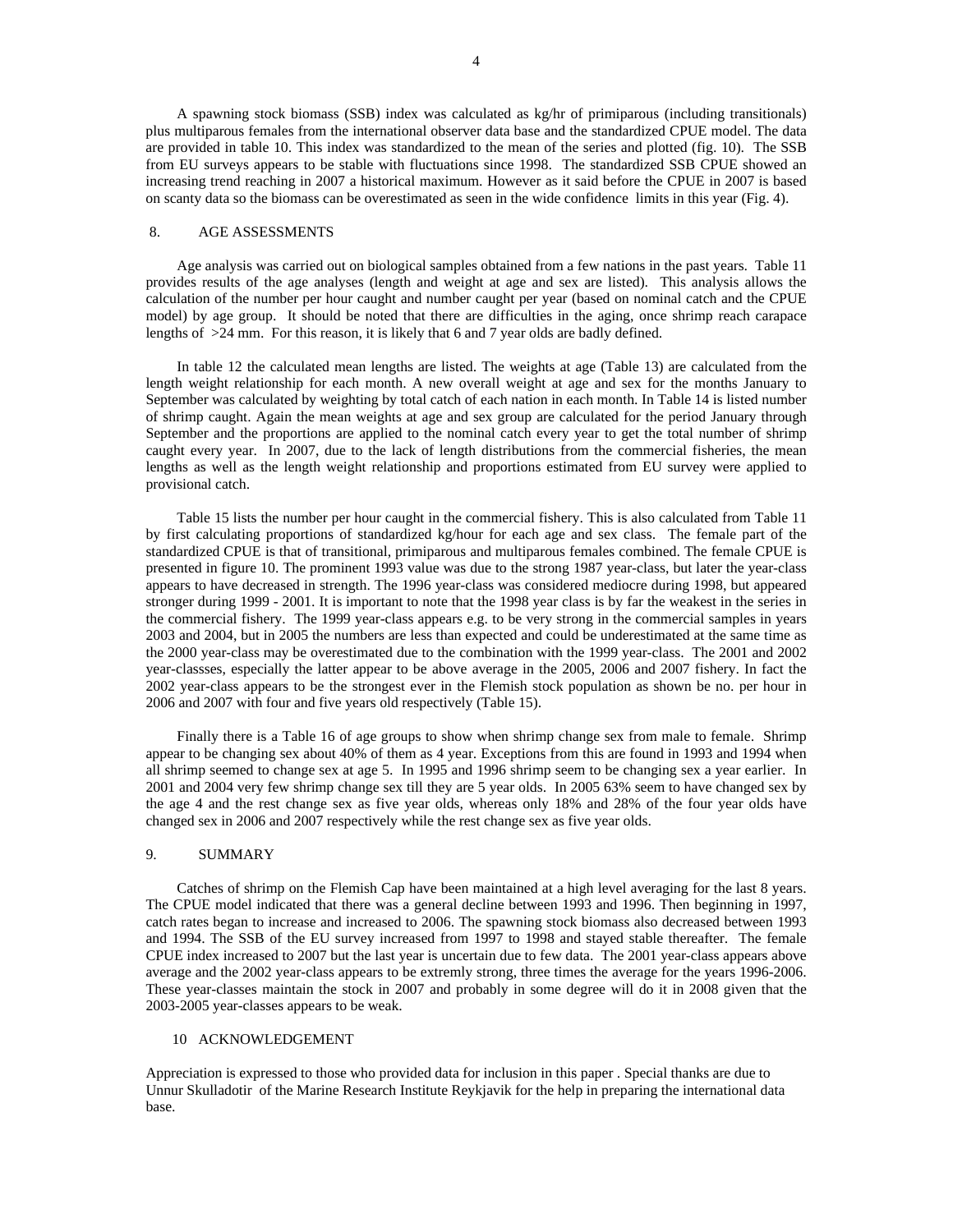A spawning stock biomass (SSB) index was calculated as kg/hr of primiparous (including transitionals) plus multiparous females from the international observer data base and the standardized CPUE model. The data are provided in table 10. This index was standardized to the mean of the series and plotted (fig. 10). The SSB from EU surveys appears to be stable with fluctuations since 1998. The standardized SSB CPUE showed an increasing trend reaching in 2007 a historical maximum. However as it said before the CPUE in 2007 is based on scanty data so the biomass can be overestimated as seen in the wide confidence limits in this year (Fig. 4).

## 8. AGE ASSESSMENTS

Age analysis was carried out on biological samples obtained from a few nations in the past years. Table 11 provides results of the age analyses (length and weight at age and sex are listed). This analysis allows the calculation of the number per hour caught and number caught per year (based on nominal catch and the CPUE model) by age group. It should be noted that there are difficulties in the aging, once shrimp reach carapace lengths of >24 mm. For this reason, it is likely that 6 and 7 year olds are badly defined.

In table 12 the calculated mean lengths are listed. The weights at age (Table 13) are calculated from the length weight relationship for each month. A new overall weight at age and sex for the months January to September was calculated by weighting by total catch of each nation in each month. In Table 14 is listed number of shrimp caught. Again the mean weights at age and sex group are calculated for the period January through September and the proportions are applied to the nominal catch every year to get the total number of shrimp caught every year. In 2007, due to the lack of length distributions from the commercial fisheries, the mean lengths as well as the length weight relationship and proportions estimated from EU survey were applied to provisional catch.

Table 15 lists the number per hour caught in the commercial fishery. This is also calculated from Table 11 by first calculating proportions of standardized kg/hour for each age and sex class. The female part of the standardized CPUE is that of transitional, primiparous and multiparous females combined. The female CPUE is presented in figure 10. The prominent 1993 value was due to the strong 1987 year-class, but later the year-class appears to have decreased in strength. The 1996 year-class was considered mediocre during 1998, but appeared stronger during 1999 - 2001. It is important to note that the 1998 year class is by far the weakest in the series in the commercial fishery. The 1999 year-class appears e.g. to be very strong in the commercial samples in years 2003 and 2004, but in 2005 the numbers are less than expected and could be underestimated at the same time as the 2000 year-class may be overestimated due to the combination with the 1999 year-class. The 2001 and 2002 year-classses, especially the latter appear to be above average in the 2005, 2006 and 2007 fishery. In fact the 2002 year-class appears to be the strongest ever in the Flemish stock population as shown be no. per hour in 2006 and 2007 with four and five years old respectively (Table 15).

Finally there is a Table 16 of age groups to show when shrimp change sex from male to female. Shrimp appear to be changing sex about 40% of them as 4 year. Exceptions from this are found in 1993 and 1994 when all shrimp seemed to change sex at age 5. In 1995 and 1996 shrimp seem to be changing sex a year earlier. In 2001 and 2004 very few shrimp change sex till they are 5 year olds. In 2005 63% seem to have changed sex by the age 4 and the rest change sex as five year olds, whereas only 18% and 28% of the four year olds have changed sex in 2006 and 2007 respectively while the rest change sex as five year olds.

## 9. SUMMARY

Catches of shrimp on the Flemish Cap have been maintained at a high level averaging for the last 8 years. The CPUE model indicated that there was a general decline between 1993 and 1996. Then beginning in 1997, catch rates began to increase and increased to 2006. The spawning stock biomass also decreased between 1993 and 1994. The SSB of the EU survey increased from 1997 to 1998 and stayed stable thereafter. The female CPUE index increased to 2007 but the last year is uncertain due to few data. The 2001 year-class appears above average and the 2002 year-class appears to be extremly strong, three times the average for the years 1996-2006. These year-classes maintain the stock in 2007 and probably in some degree will do it in 2008 given that the 2003-2005 year-classes appears to be weak.

## 10 ACKNOWLEDGEMENT

Appreciation is expressed to those who provided data for inclusion in this paper . Special thanks are due to Unnur Skulladotir of the Marine Research Institute Reykjavik for the help in preparing the international data base.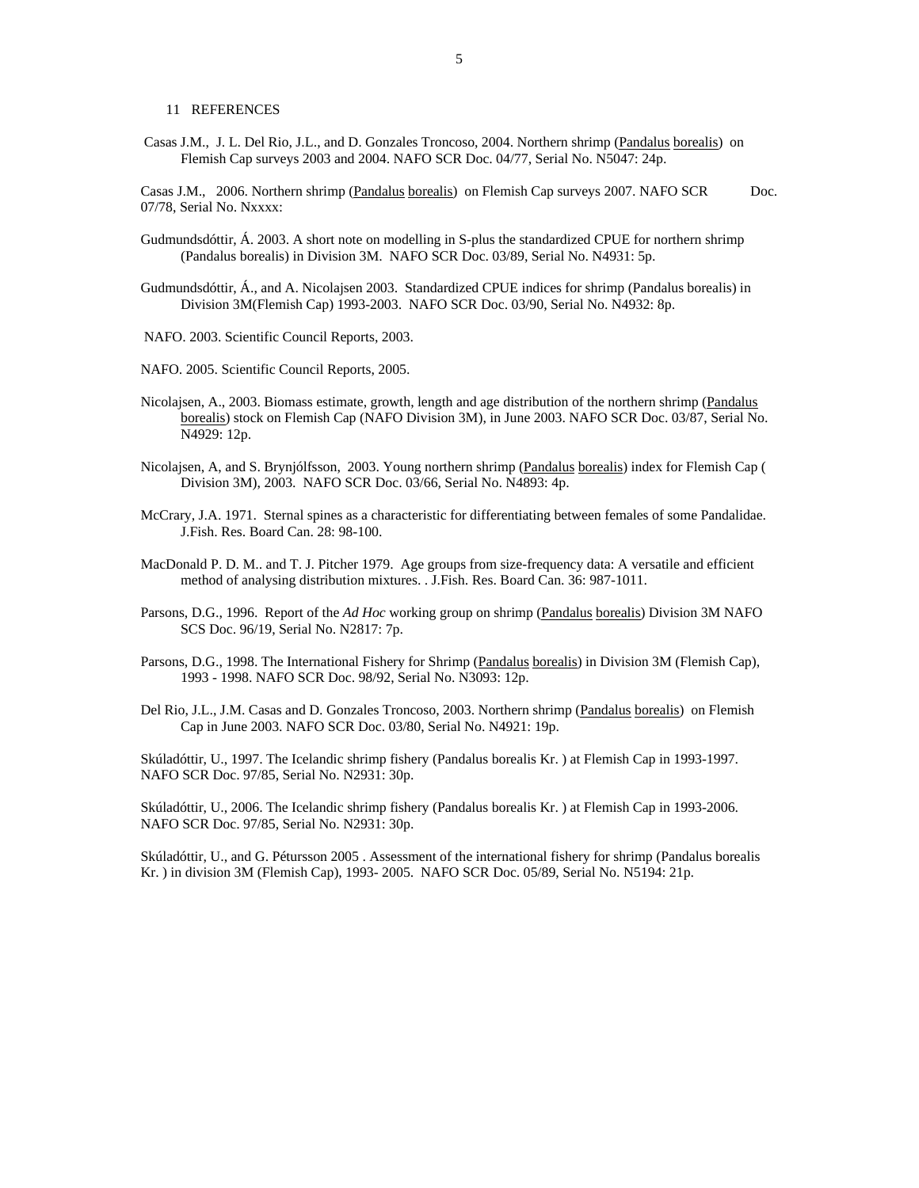## 11 REFERENCES

Casas J.M., J. L. Del Rio, J.L., and D. Gonzales Troncoso, 2004. Northern shrimp (Pandalus borealis) on Flemish Cap surveys 2003 and 2004. NAFO SCR Doc. 04/77, Serial No. N5047: 24p.

Casas J.M., 2006. Northern shrimp (Pandalus borealis) on Flemish Cap surveys 2007. NAFO SCR Doc. 07/78, Serial No. Nxxxx:

Gudmundsdóttir, Á. 2003. A short note on modelling in S-plus the standardized CPUE for northern shrimp (Pandalus borealis) in Division 3M. NAFO SCR Doc. 03/89, Serial No. N4931: 5p.

Gudmundsdóttir, Á., and A. Nicolajsen 2003. Standardized CPUE indices for shrimp (Pandalus borealis) in Division 3M(Flemish Cap) 1993-2003. NAFO SCR Doc. 03/90, Serial No. N4932: 8p.

NAFO. 2003. Scientific Council Reports, 2003.

NAFO. 2005. Scientific Council Reports, 2005.

Nicolajsen, A., 2003. Biomass estimate, growth, length and age distribution of the northern shrimp (Pandalus borealis) stock on Flemish Cap (NAFO Division 3M), in June 2003. NAFO SCR Doc. 03/87, Serial No. N4929: 12p.

Nicolajsen, A, and S. Brynjólfsson, 2003. Young northern shrimp (Pandalus borealis) index for Flemish Cap ( Division 3M), 2003. NAFO SCR Doc. 03/66, Serial No. N4893: 4p.

McCrary, J.A. 1971. Sternal spines as a characteristic for differentiating between females of some Pandalidae. J.Fish. Res. Board Can. 28: 98-100.

MacDonald P. D. M.. and T. J. Pitcher 1979. Age groups from size-frequency data: A versatile and efficient method of analysing distribution mixtures. . J.Fish. Res. Board Can. 36: 987-1011.

Parsons, D.G., 1996. Report of the *Ad Hoc* working group on shrimp (Pandalus borealis) Division 3M NAFO SCS Doc. 96/19, Serial No. N2817: 7p.

Parsons, D.G., 1998. The International Fishery for Shrimp (Pandalus borealis) in Division 3M (Flemish Cap), 1993 - 1998. NAFO SCR Doc. 98/92, Serial No. N3093: 12p.

Del Rio, J.L., J.M. Casas and D. Gonzales Troncoso, 2003. Northern shrimp (Pandalus borealis) on Flemish Cap in June 2003. NAFO SCR Doc. 03/80, Serial No. N4921: 19p.

Skúladóttir, U., 1997. The Icelandic shrimp fishery (Pandalus borealis Kr. ) at Flemish Cap in 1993-1997. NAFO SCR Doc. 97/85, Serial No. N2931: 30p.

Skúladóttir, U., 2006. The Icelandic shrimp fishery (Pandalus borealis Kr. ) at Flemish Cap in 1993-2006. NAFO SCR Doc. 97/85, Serial No. N2931: 30p.

Skúladóttir, U., and G. Pétursson 2005 . Assessment of the international fishery for shrimp (Pandalus borealis Kr. ) in division 3M (Flemish Cap), 1993- 2005. NAFO SCR Doc. 05/89, Serial No. N5194: 21p.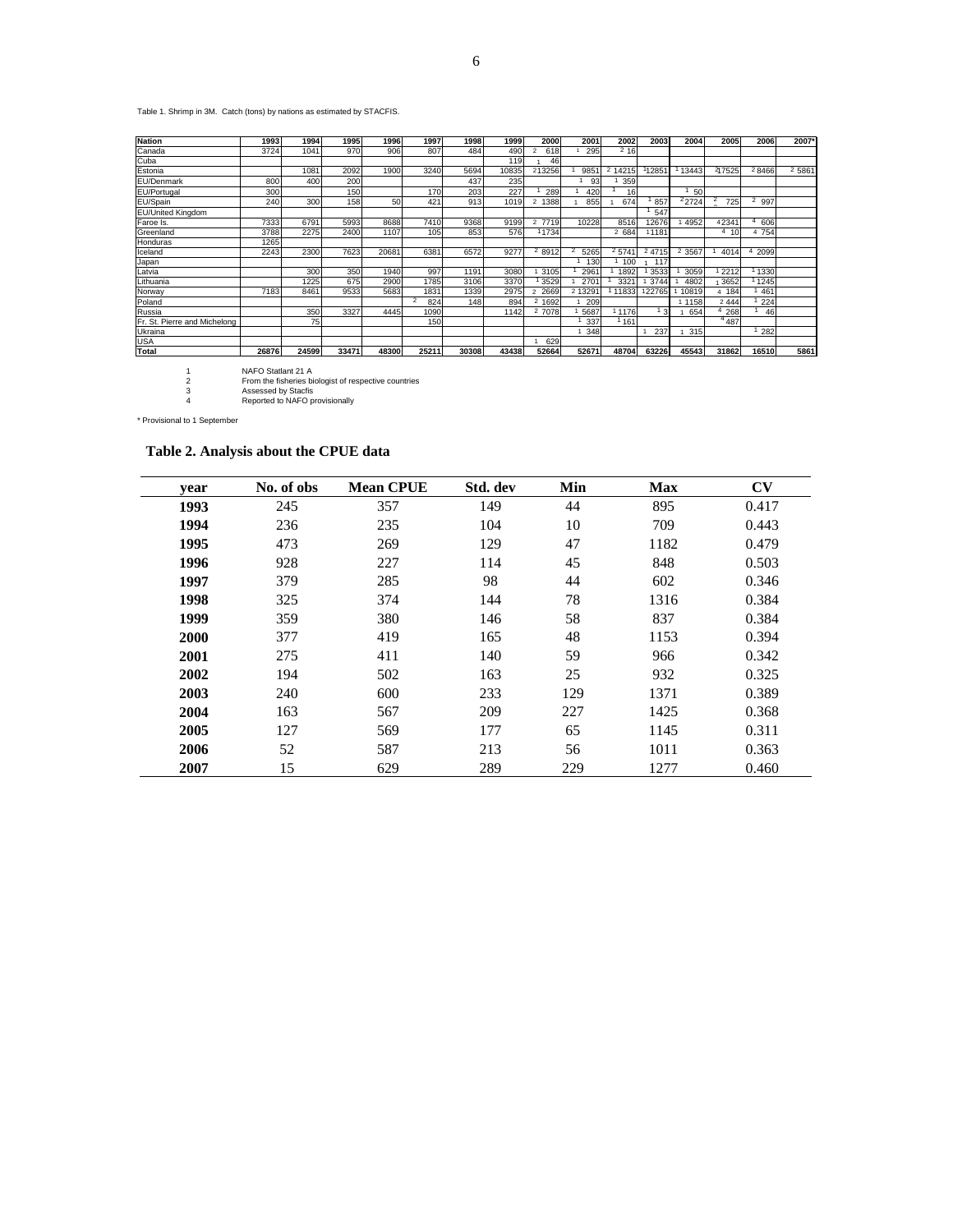Table 1. Shrimp in 3M. Catch (tons) by nations as estimated by STACFIS.

| Nation | 1993 | 1994 | 1995 | 1996 | 1997 | 1998 | 1999 | 2000 | 2001 | 2002 | 2003 | 2004 | 2005 | 2006 | 2007* |
|---|---|---|---|---|---|---|---|---|---|---|---|---|---|---|---|
| Canada | 3724 | 1041 | 970 | 906 | 807 | 484 | 490 | 2 618 | 1 295 | 2 16 | | | | | |
| Cuba | | | | | | | 119 | 1 46 | | | | | | | |
| Estonia | | 1081 | 2092 | 1900 | 3240 | 5694 | 10835 | 2 13256 | 1 9851 | 2 14215 | 1 12851 | 1 13443 | 2 17525 | 2 8466 | 2 5861 |
| EU/Denmark | 800 | 400 | 200 | | | 437 | 235 | | 1 93 | 1 359 | | | | | |
| EU/Portugal | 300 | | 150 | | 170 | 203 | 227 | 1 289 | 1 420 | 1 16 | | 1 50 | | | |
| EU/Spain | 240 | 300 | 158 | 50 | 421 | 913 | 1019 | 2 1388 | 1 855 | 1 674 | 1 857 | 2 2724 | 2 725 | 2 997 | |
| EU/United Kingdom | | | | | | | | | | | 1 547 | | | | |
| Faroe Is. | 7333 | 6791 | 5993 | 8688 | 7410 | 9368 | 9199 | 2 7719 | 10228 | 8516 | 12676 | 1 4952 | 4 2341 | 4 606 | |
| Greenland | 3788 | 2275 | 2400 | 1107 | 105 | 853 | 576 | 1 1734 | | 2 684 | 1 1181 | | 4 10 | 4 754 | |
| Honduras | 1265 | | | | | | | | | | | | | | |
| Iceland | 2243 | 2300 | 7623 | 20681 | 6381 | 6572 | 9277 | 2 8912 | 2 5265 | 2 5741 | 2 4715 | 2 3567 | 1 4014 | 4 2099 | |
| Japan | | | | | | | | | 1 130 | 1 100 | 1 117 | | | | |
| Latvia | | 300 | 350 | 1940 | 997 | 1191 | 3080 | 1 3105 | 1 2961 | 1 1892 | 1 3533 | 1 3059 | 1 2212 | 1 1330 | |
| Lithuania | | 1225 | 675 | 2900 | 1785 | 3106 | 3370 | 1 3529 | 1 2701 | 1 3321 | 1 3744 | 1 4802 | 1 3652 | 1 1245 | |
| Norway | 7183 | 8461 | 9533 | 5683 | 1831 | 1339 | 2975 | 2 2669 | 2 13291 | 1 11833 | 1 22765 | 1 10819 | 4 184 | 1 461 | |
| Poland | | | | | 2 824 | 148 | 894 | 2 1692 | 1 209 | | | 1 1158 | 2 444 | 1 224 | |
| Russia | | 350 | 3327 | 4445 | 1090 | | 1142 | 2 7078 | 1 5687 | 1 1176 | 1 3 | 1 654 | 4 268 | 1 46 | |
| Fr. St. Pierre and Michelong | | 75 | | | 150 | | | | 1 337 | 1 161 | | | 4 487 | | |
| Ukraina | | | | | | | | | 1 348 | | 1 237 | 1 315 | | 1 282 | |
| USA | | | | | | | | 1 629 | | | | | | | |
| Total | 26876 | 24599 | 33471 | 48300 | 25211 | 30308 | 43438 | 52664 | 52671 | 48704 | 63226 | 45543 | 31862 | 16510 | 5861 |

1 NAFO Statlant 21 A
2 From the fisheries biologist of respective countries
3 Assessed by Stacfis
4 Reported to NAFO provisionally

* Provisional to 1 September

**Table 2. Analysis about the CPUE data**

| year | No. of obs | Mean CPUE | Std. dev | Min | Max | CV |
|---|---|---|---|---|---|---|
| **1993** | 245 | 357 | 149 | 44 | 895 | 0.417 |
| **1994** | 236 | 235 | 104 | 10 | 709 | 0.443 |
| **1995** | 473 | 269 | 129 | 47 | 1182 | 0.479 |
| **1996** | 928 | 227 | 114 | 45 | 848 | 0.503 |
| **1997** | 379 | 285 | 98 | 44 | 602 | 0.346 |
| **1998** | 325 | 374 | 144 | 78 | 1316 | 0.384 |
| **1999** | 359 | 380 | 146 | 58 | 837 | 0.384 |
| **2000** | 377 | 419 | 165 | 48 | 1153 | 0.394 |
| **2001** | 275 | 411 | 140 | 59 | 966 | 0.342 |
| **2002** | 194 | 502 | 163 | 25 | 932 | 0.325 |
| **2003** | 240 | 600 | 233 | 129 | 1371 | 0.389 |
| **2004** | 163 | 567 | 209 | 227 | 1425 | 0.368 |
| **2005** | 127 | 569 | 177 | 65 | 1145 | 0.311 |
| **2006** | 52 | 587 | 213 | 56 | 1011 | 0.363 |
| **2007** | 15 | 629 | 289 | 229 | 1277 | 0.460 |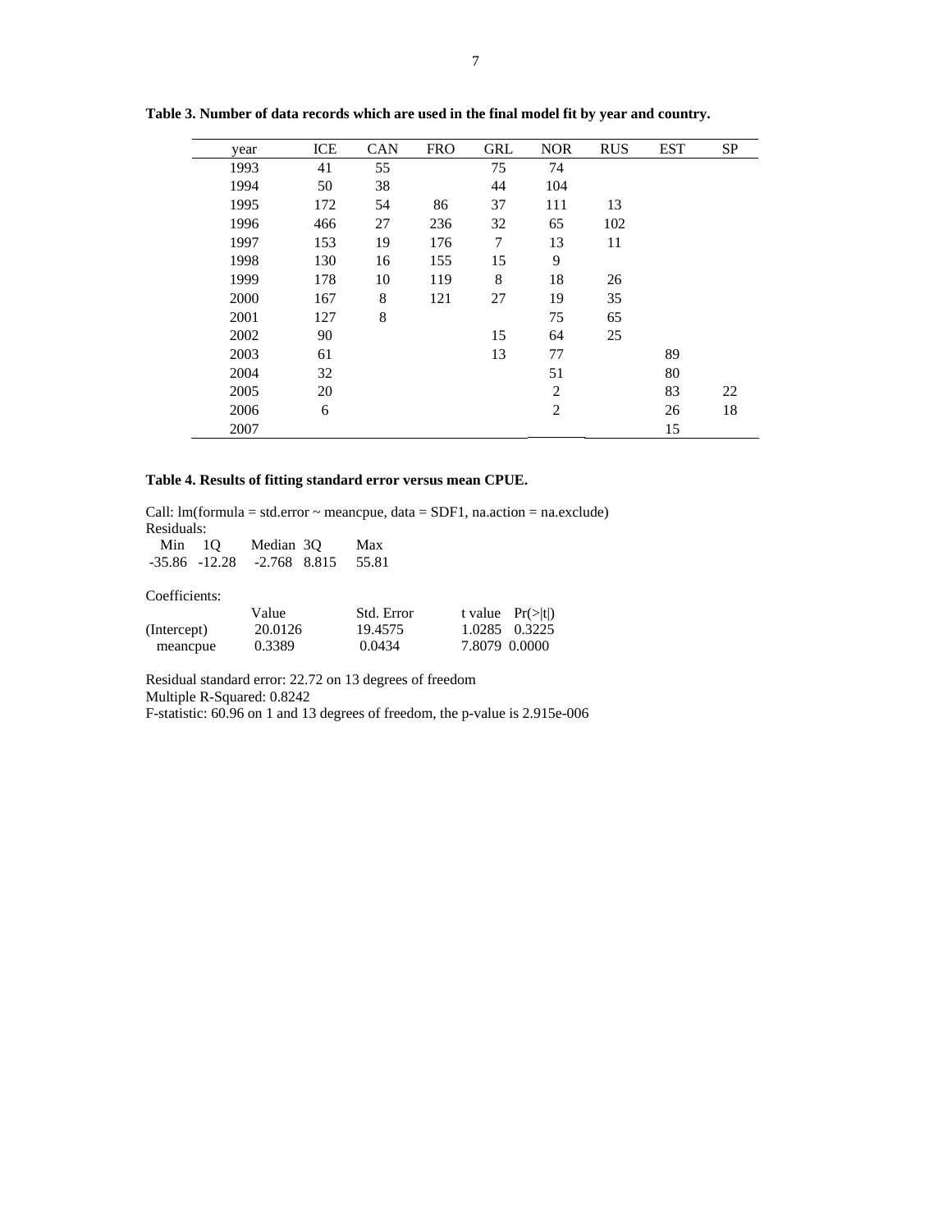**Table 3. Number of data records which are used in the final model fit by year and country.**

| year | ICE | CAN | FRO | GRL | NOR | RUS | EST | SP |
|---|---|---|---|---|---|---|---|---|
| 1993 | 41 | 55 | | 75 | 74 | | | |
| 1994 | 50 | 38 | | 44 | 104 | | | |
| 1995 | 172 | 54 | 86 | 37 | 111 | 13 | | |
| 1996 | 466 | 27 | 236 | 32 | 65 | 102 | | |
| 1997 | 153 | 19 | 176 | 7 | 13 | 11 | | |
| 1998 | 130 | 16 | 155 | 15 | 9 | | | |
| 1999 | 178 | 10 | 119 | 8 | 18 | 26 | | |
| 2000 | 167 | 8 | 121 | 27 | 19 | 35 | | |
| 2001 | 127 | 8 | | | 75 | 65 | | |
| 2002 | 90 | | | 15 | 64 | 25 | | |
| 2003 | 61 | | | 13 | 77 | | 89 | |
| 2004 | 32 | | | | 51 | | 80 | |
| 2005 | 20 | | | | 2 | | 83 | 22 |
| 2006 | 6 | | | | 2 | | 26 | 18 |
| 2007 | | | | | | | 15 | |

**Table 4. Results of fitting standard error versus mean CPUE.**

```
Call: lm(formula = std.error ~ meancpue, data = SDF1, na.action = na.exclude)
Residuals:
   Min     1Q   Median    3Q    Max
 -35.86 -12.28  -2.768  8.815  55.81

Coefficients:
               Value   Std. Error  t value  Pr(>|t|)
(Intercept)  20.0126     19.4575    1.0285   0.3225
   meancpue   0.3389      0.0434    7.8079   0.0000

Residual standard error: 22.72 on 13 degrees of freedom
Multiple R-Squared: 0.8242
F-statistic: 60.96 on 1 and 13 degrees of freedom, the p-value is 2.915e-006
```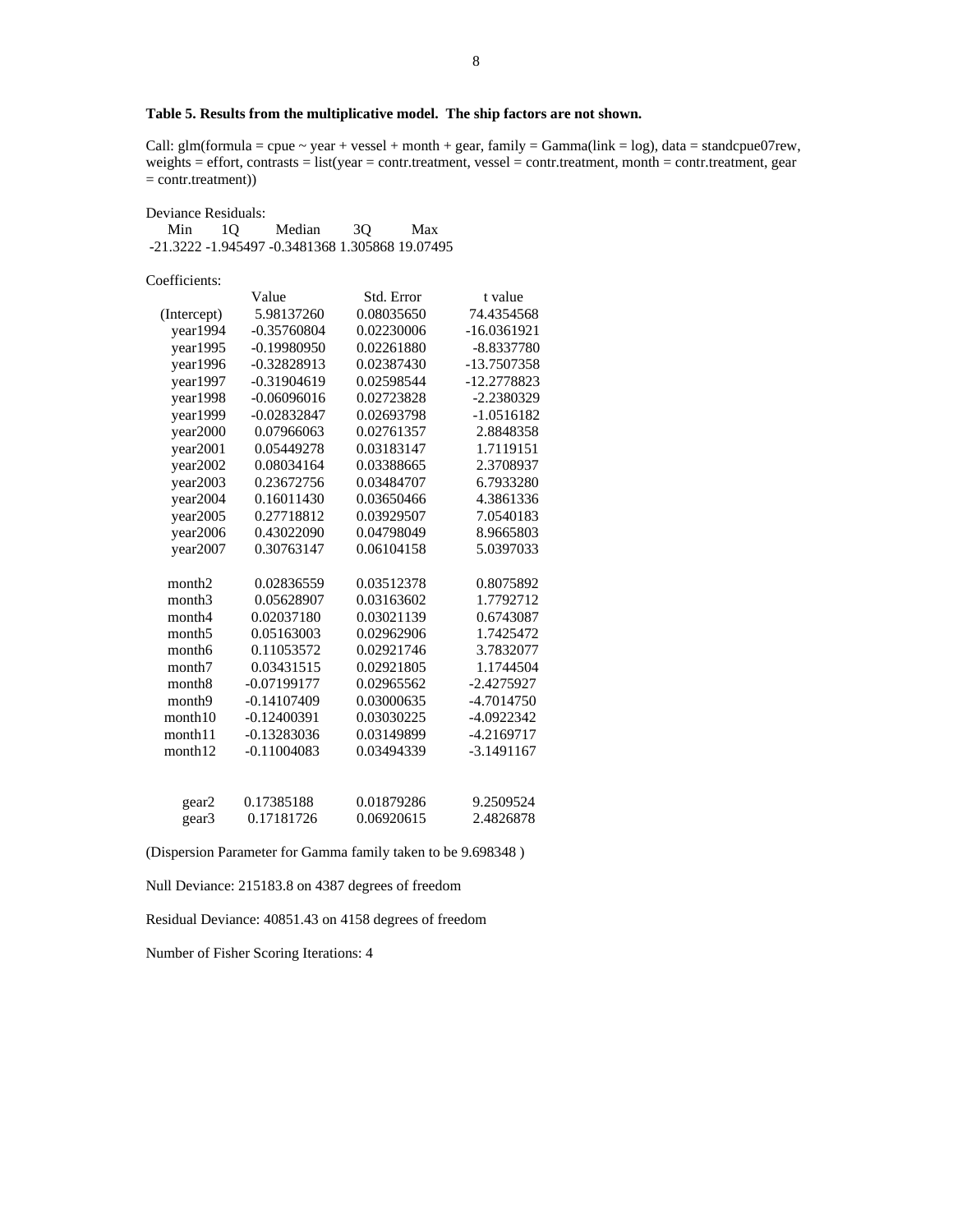**Table 5. Results from the multiplicative model. The ship factors are not shown.**

Call: glm(formula = cpue ~ year + vessel + month + gear, family = Gamma(link = log), data = standcpue07rew, weights = effort, contrasts = list(year = contr.treatment, vessel = contr.treatment, month = contr.treatment, gear = contr.treatment))

Deviance Residuals:

| Min | 1Q | Median | 3Q | Max |
|---|---|---|---|---|
| -21.3222 | -1.945497 | -0.3481368 | 1.305868 | 19.07495 |

Coefficients:

| | Value | Std. Error | t value |
|---|---|---|---|
| (Intercept) | 5.98137260 | 0.08035650 | 74.4354568 |
| year1994 | -0.35760804 | 0.02230006 | -16.0361921 |
| year1995 | -0.19980950 | 0.02261880 | -8.8337780 |
| year1996 | -0.32828913 | 0.02387430 | -13.7507358 |
| year1997 | -0.31904619 | 0.02598544 | -12.2778823 |
| year1998 | -0.06096016 | 0.02723828 | -2.2380329 |
| year1999 | -0.02832847 | 0.02693798 | -1.0516182 |
| year2000 | 0.07966063 | 0.02761357 | 2.8848358 |
| year2001 | 0.05449278 | 0.03183147 | 1.7119151 |
| year2002 | 0.08034164 | 0.03388665 | 2.3708937 |
| year2003 | 0.23672756 | 0.03484707 | 6.7933280 |
| year2004 | 0.16011430 | 0.03650466 | 4.3861336 |
| year2005 | 0.27718812 | 0.03929507 | 7.0540183 |
| year2006 | 0.43022090 | 0.04798049 | 8.9665803 |
| year2007 | 0.30763147 | 0.06104158 | 5.0397033 |
| month2 | 0.02836559 | 0.03512378 | 0.8075892 |
| month3 | 0.05628907 | 0.03163602 | 1.7792712 |
| month4 | 0.02037180 | 0.03021139 | 0.6743087 |
| month5 | 0.05163003 | 0.02962906 | 1.7425472 |
| month6 | 0.11053572 | 0.02921746 | 3.7832077 |
| month7 | 0.03431515 | 0.02921805 | 1.1744504 |
| month8 | -0.07199177 | 0.02965562 | -2.4275927 |
| month9 | -0.14107409 | 0.03000635 | -4.7014750 |
| month10 | -0.12400391 | 0.03030225 | -4.0922342 |
| month11 | -0.13283036 | 0.03149899 | -4.2169717 |
| month12 | -0.11004083 | 0.03494339 | -3.1491167 |
| gear2 | 0.17385188 | 0.01879286 | 9.2509524 |
| gear3 | 0.17181726 | 0.06920615 | 2.4826878 |

(Dispersion Parameter for Gamma family taken to be 9.698348 )

Null Deviance: 215183.8 on 4387 degrees of freedom

Residual Deviance: 40851.43 on 4158 degrees of freedom

Number of Fisher Scoring Iterations: 4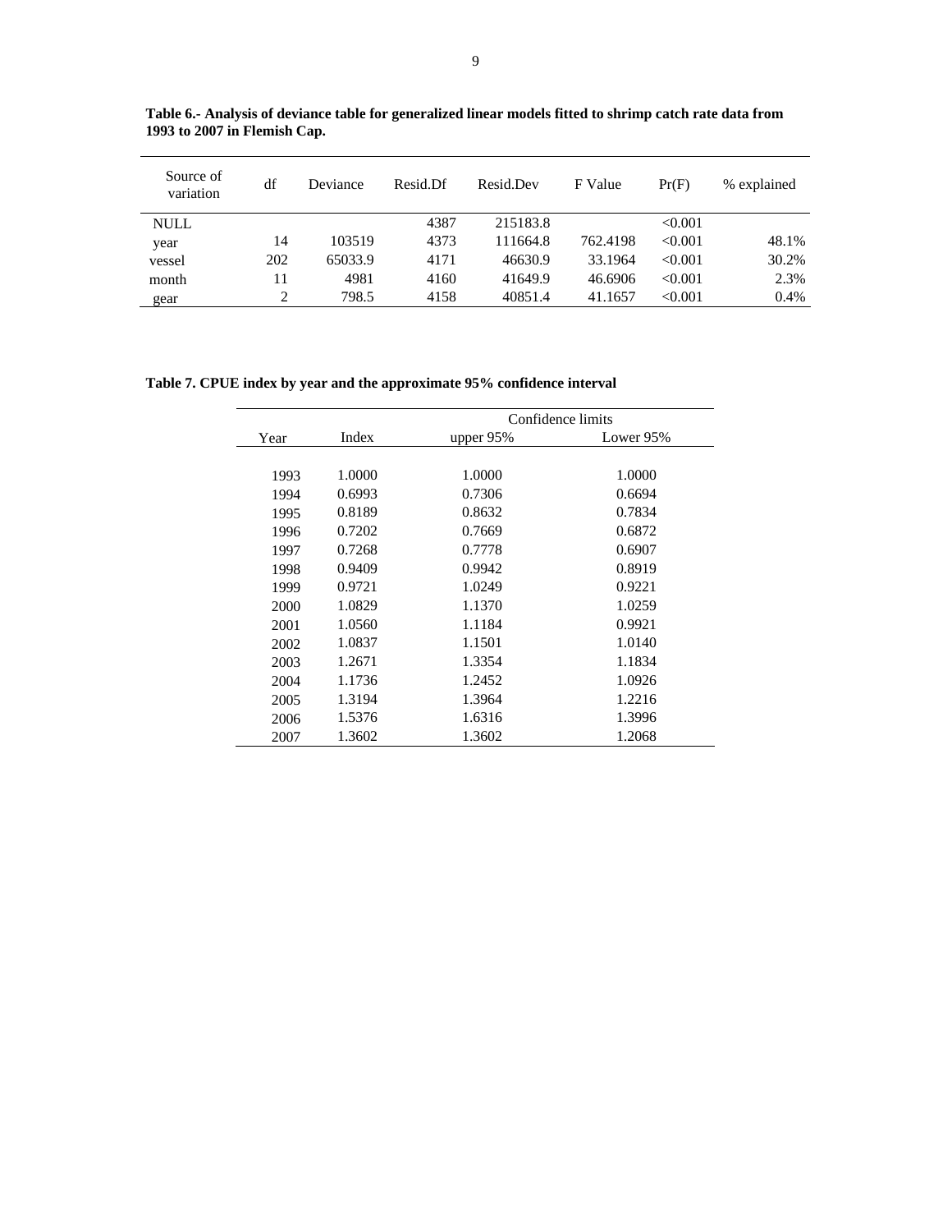**Table 6.- Analysis of deviance table for generalized linear models fitted to shrimp catch rate data from 1993 to 2007 in Flemish Cap.**

| Source of variation | df | Deviance | Resid.Df | Resid.Dev | F Value | Pr(F) | % explained |
|---|---|---|---|---|---|---|---|
| NULL | | | 4387 | 215183.8 | | <0.001 | |
| year | 14 | 103519 | 4373 | 111664.8 | 762.4198 | <0.001 | 48.1% |
| vessel | 202 | 65033.9 | 4171 | 46630.9 | 33.1964 | <0.001 | 30.2% |
| month | 11 | 4981 | 4160 | 41649.9 | 46.6906 | <0.001 | 2.3% |
| gear | 2 | 798.5 | 4158 | 40851.4 | 41.1657 | <0.001 | 0.4% |

**Table 7. CPUE index by year and the approximate 95% confidence interval**

| | | Confidence limits | |
|---|---|---|---|
| Year | Index | upper 95% | Lower 95% |
| 1993 | 1.0000 | 1.0000 | 1.0000 |
| 1994 | 0.6993 | 0.7306 | 0.6694 |
| 1995 | 0.8189 | 0.8632 | 0.7834 |
| 1996 | 0.7202 | 0.7669 | 0.6872 |
| 1997 | 0.7268 | 0.7778 | 0.6907 |
| 1998 | 0.9409 | 0.9942 | 0.8919 |
| 1999 | 0.9721 | 1.0249 | 0.9221 |
| 2000 | 1.0829 | 1.1370 | 1.0259 |
| 2001 | 1.0560 | 1.1184 | 0.9921 |
| 2002 | 1.0837 | 1.1501 | 1.0140 |
| 2003 | 1.2671 | 1.3354 | 1.1834 |
| 2004 | 1.1736 | 1.2452 | 1.0926 |
| 2005 | 1.3194 | 1.3964 | 1.2216 |
| 2006 | 1.5376 | 1.6316 | 1.3996 |
| 2007 | 1.3602 | 1.3602 | 1.2068 |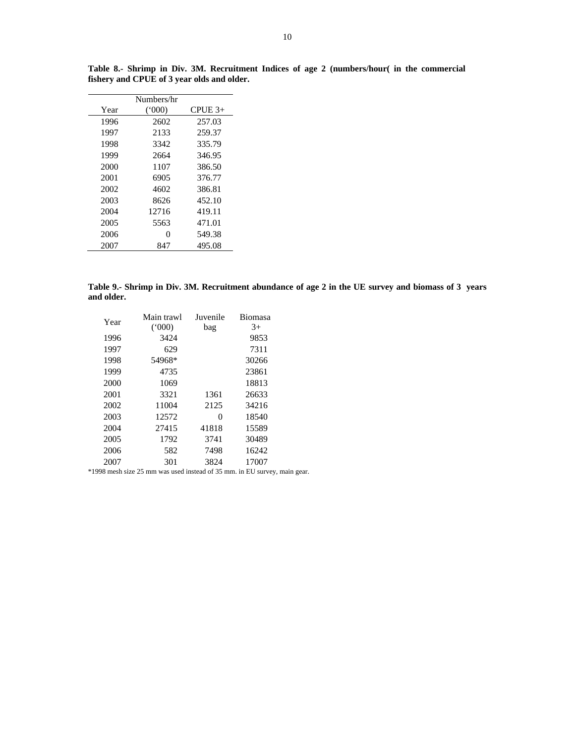**Table 8.- Shrimp in Div. 3M. Recruitment Indices of age 2 (numbers/hour( in the commercial fishery and CPUE of 3 year olds and older.**

| Year | Numbers/hr ('000) | CPUE 3+ |
|---|---|---|
| 1996 | 2602 | 257.03 |
| 1997 | 2133 | 259.37 |
| 1998 | 3342 | 335.79 |
| 1999 | 2664 | 346.95 |
| 2000 | 1107 | 386.50 |
| 2001 | 6905 | 376.77 |
| 2002 | 4602 | 386.81 |
| 2003 | 8626 | 452.10 |
| 2004 | 12716 | 419.11 |
| 2005 | 5563 | 471.01 |
| 2006 | 0 | 549.38 |
| 2007 | 847 | 495.08 |

**Table 9.- Shrimp in Div. 3M. Recruitment abundance of age 2 in the UE survey and biomass of 3 years and older.**

| Year | Main trawl ('000) | Juvenile bag | Biomasa 3+ |
|---|---|---|---|
| 1996 | 3424 | | 9853 |
| 1997 | 629 | | 7311 |
| 1998 | 54968* | | 30266 |
| 1999 | 4735 | | 23861 |
| 2000 | 1069 | | 18813 |
| 2001 | 3321 | 1361 | 26633 |
| 2002 | 11004 | 2125 | 34216 |
| 2003 | 12572 | 0 | 18540 |
| 2004 | 27415 | 41818 | 15589 |
| 2005 | 1792 | 3741 | 30489 |
| 2006 | 582 | 7498 | 16242 |
| 2007 | 301 | 3824 | 17007 |

*1998 mesh size 25 mm was used instead of 35 mm. in EU survey, main gear.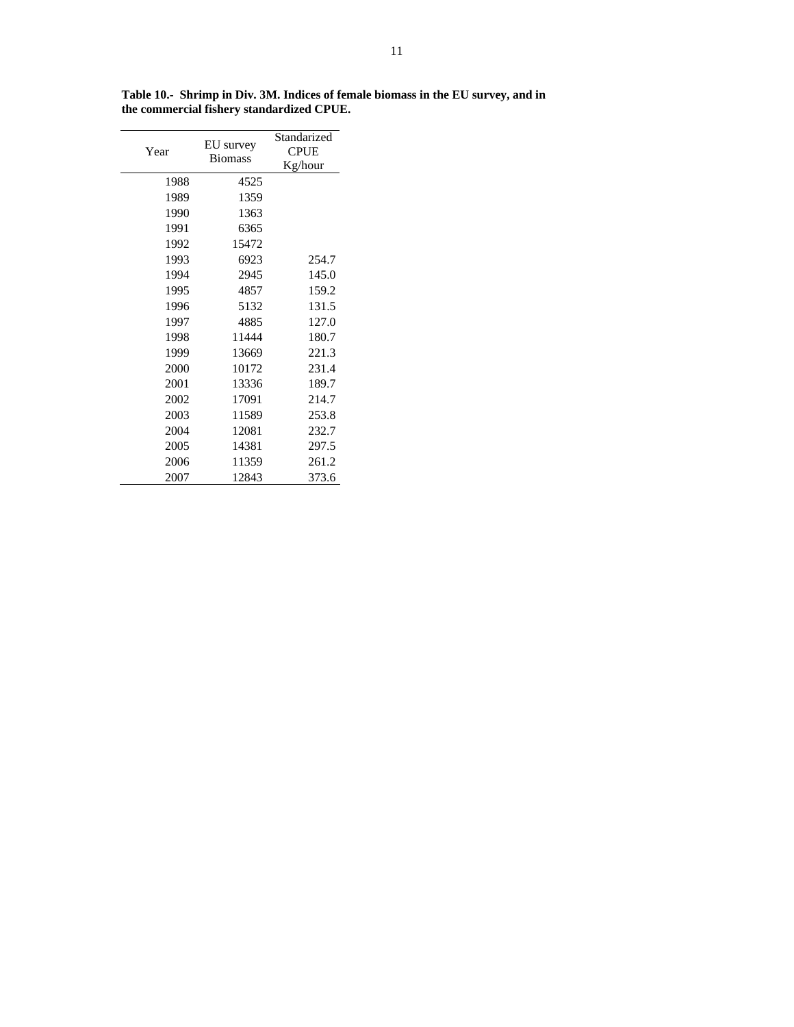**Table 10.- Shrimp in Div. 3M. Indices of female biomass in the EU survey, and in the commercial fishery standardized CPUE.**

| Year | EU survey Biomass | Standarized CPUE Kg/hour |
|---|---|---|
| 1988 | 4525 | |
| 1989 | 1359 | |
| 1990 | 1363 | |
| 1991 | 6365 | |
| 1992 | 15472 | |
| 1993 | 6923 | 254.7 |
| 1994 | 2945 | 145.0 |
| 1995 | 4857 | 159.2 |
| 1996 | 5132 | 131.5 |
| 1997 | 4885 | 127.0 |
| 1998 | 11444 | 180.7 |
| 1999 | 13669 | 221.3 |
| 2000 | 10172 | 231.4 |
| 2001 | 13336 | 189.7 |
| 2002 | 17091 | 214.7 |
| 2003 | 11589 | 253.8 |
| 2004 | 12081 | 232.7 |
| 2005 | 14381 | 297.5 |
| 2006 | 11359 | 261.2 |
| 2007 | 12843 | 373.6 |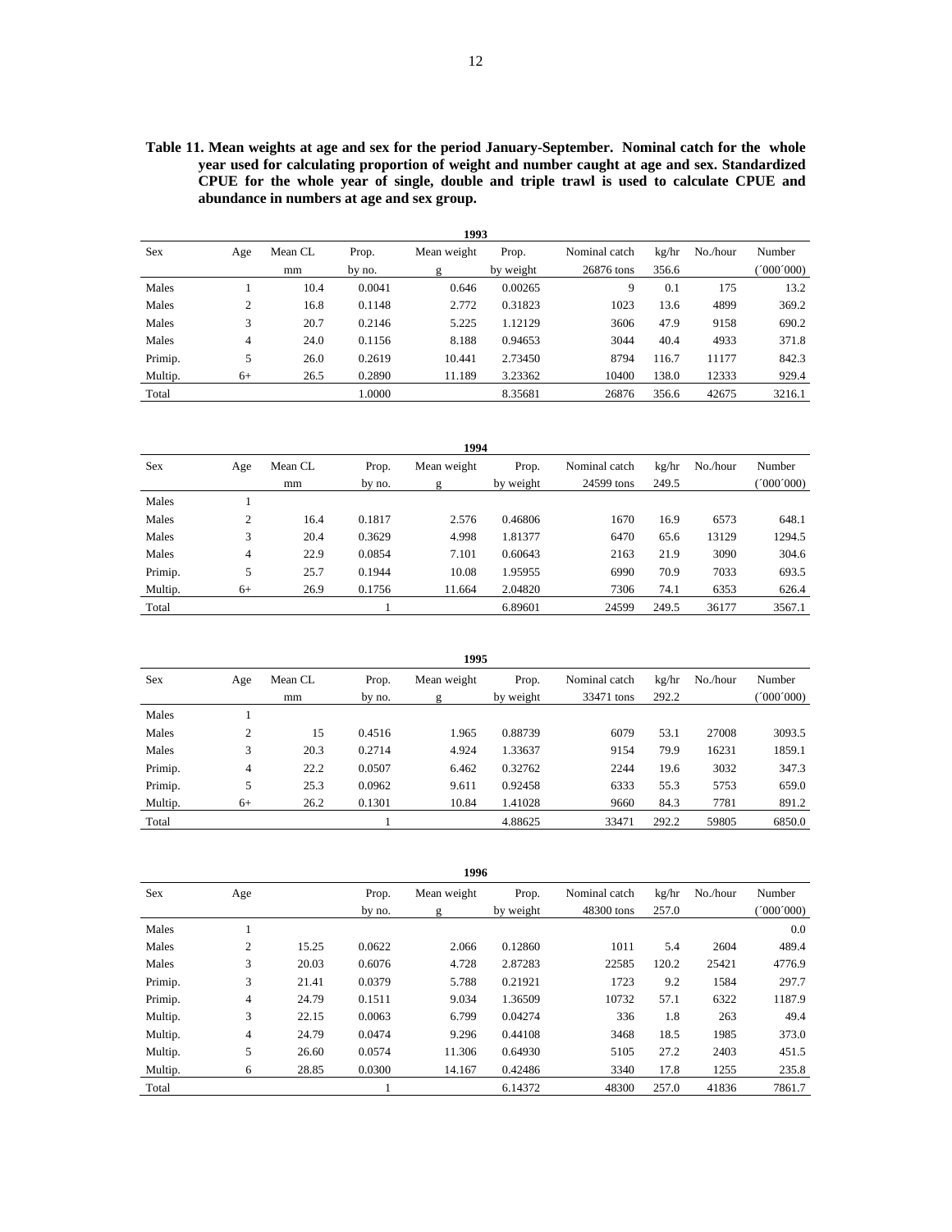**Table 11. Mean weights at age and sex for the period January-September. Nominal catch for the whole year used for calculating proportion of weight and number caught at age and sex. Standardized CPUE for the whole year of single, double and triple trawl is used to calculate CPUE and abundance in numbers at age and sex group.**

**1993**

| Sex | Age | Mean CL mm | Prop. by no. | Mean weight g | Prop. by weight | Nominal catch 26876 tons | kg/hr 356.6 | No./hour | Number (´000´000) |
|---|---|---|---|---|---|---|---|---|---|
| Males | 1 | 10.4 | 0.0041 | 0.646 | 0.00265 | 9 | 0.1 | 175 | 13.2 |
| Males | 2 | 16.8 | 0.1148 | 2.772 | 0.31823 | 1023 | 13.6 | 4899 | 369.2 |
| Males | 3 | 20.7 | 0.2146 | 5.225 | 1.12129 | 3606 | 47.9 | 9158 | 690.2 |
| Males | 4 | 24.0 | 0.1156 | 8.188 | 0.94653 | 3044 | 40.4 | 4933 | 371.8 |
| Primip. | 5 | 26.0 | 0.2619 | 10.441 | 2.73450 | 8794 | 116.7 | 11177 | 842.3 |
| Multip. | 6+ | 26.5 | 0.2890 | 11.189 | 3.23362 | 10400 | 138.0 | 12333 | 929.4 |
| Total | | | 1.0000 | | 8.35681 | 26876 | 356.6 | 42675 | 3216.1 |

**1994**

| Sex | Age | Mean CL mm | Prop. by no. | Mean weight g | Prop. by weight | Nominal catch 24599 tons | kg/hr 249.5 | No./hour | Number (´000´000) |
|---|---|---|---|---|---|---|---|---|---|
| Males | 1 | | | | | | | | |
| Males | 2 | 16.4 | 0.1817 | 2.576 | 0.46806 | 1670 | 16.9 | 6573 | 648.1 |
| Males | 3 | 20.4 | 0.3629 | 4.998 | 1.81377 | 6470 | 65.6 | 13129 | 1294.5 |
| Males | 4 | 22.9 | 0.0854 | 7.101 | 0.60643 | 2163 | 21.9 | 3090 | 304.6 |
| Primip. | 5 | 25.7 | 0.1944 | 10.08 | 1.95955 | 6990 | 70.9 | 7033 | 693.5 |
| Multip. | 6+ | 26.9 | 0.1756 | 11.664 | 2.04820 | 7306 | 74.1 | 6353 | 626.4 |
| Total | | | 1 | | 6.89601 | 24599 | 249.5 | 36177 | 3567.1 |

**1995**

| Sex | Age | Mean CL mm | Prop. by no. | Mean weight g | Prop. by weight | Nominal catch 33471 tons | kg/hr 292.2 | No./hour | Number (´000´000) |
|---|---|---|---|---|---|---|---|---|---|
| Males | 1 | | | | | | | | |
| Males | 2 | 15 | 0.4516 | 1.965 | 0.88739 | 6079 | 53.1 | 27008 | 3093.5 |
| Males | 3 | 20.3 | 0.2714 | 4.924 | 1.33637 | 9154 | 79.9 | 16231 | 1859.1 |
| Primip. | 4 | 22.2 | 0.0507 | 6.462 | 0.32762 | 2244 | 19.6 | 3032 | 347.3 |
| Primip. | 5 | 25.3 | 0.0962 | 9.611 | 0.92458 | 6333 | 55.3 | 5753 | 659.0 |
| Multip. | 6+ | 26.2 | 0.1301 | 10.84 | 1.41028 | 9660 | 84.3 | 7781 | 891.2 |
| Total | | | 1 | | 4.88625 | 33471 | 292.2 | 59805 | 6850.0 |

**1996**

| Sex | Age | | Prop. by no. | Mean weight g | Prop. by weight | Nominal catch 48300 tons | kg/hr 257.0 | No./hour | Number (´000´000) |
|---|---|---|---|---|---|---|---|---|---|
| Males | 1 | | | | | | | | 0.0 |
| Males | 2 | 15.25 | 0.0622 | 2.066 | 0.12860 | 1011 | 5.4 | 2604 | 489.4 |
| Males | 3 | 20.03 | 0.6076 | 4.728 | 2.87283 | 22585 | 120.2 | 25421 | 4776.9 |
| Primip. | 3 | 21.41 | 0.0379 | 5.788 | 0.21921 | 1723 | 9.2 | 1584 | 297.7 |
| Primip. | 4 | 24.79 | 0.1511 | 9.034 | 1.36509 | 10732 | 57.1 | 6322 | 1187.9 |
| Multip. | 3 | 22.15 | 0.0063 | 6.799 | 0.04274 | 336 | 1.8 | 263 | 49.4 |
| Multip. | 4 | 24.79 | 0.0474 | 9.296 | 0.44108 | 3468 | 18.5 | 1985 | 373.0 |
| Multip. | 5 | 26.60 | 0.0574 | 11.306 | 0.64930 | 5105 | 27.2 | 2403 | 451.5 |
| Multip. | 6 | 28.85 | 0.0300 | 14.167 | 0.42486 | 3340 | 17.8 | 1255 | 235.8 |
| Total | | | 1 | | 6.14372 | 48300 | 257.0 | 41836 | 7861.7 |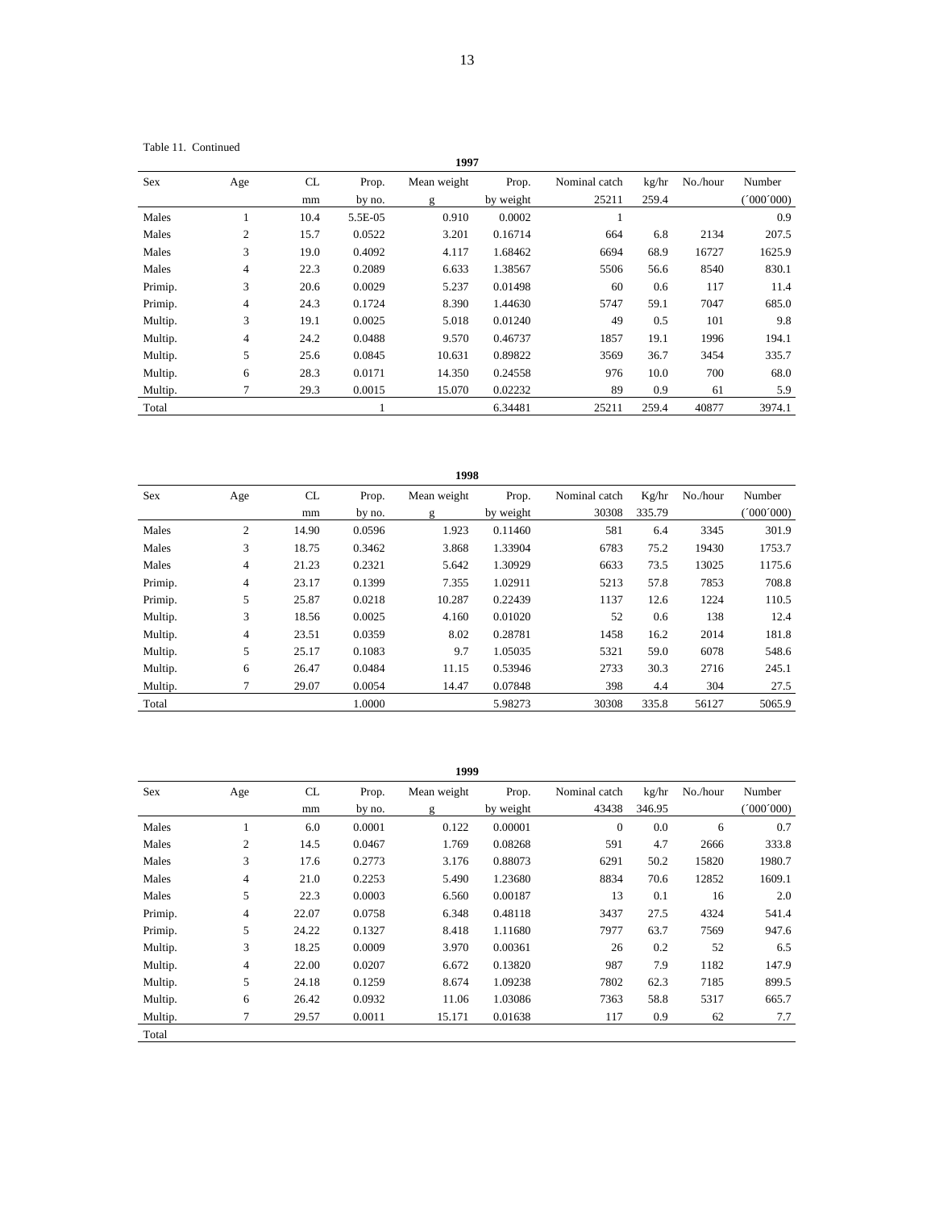Table 11. Continued

**1997**

| Sex | Age | CL | Prop. | Mean weight | Prop. | Nominal catch | kg/hr | No./hour | Number |
|---|---|---|---|---|---|---|---|---|---|
| | | mm | by no. | g | by weight | 25211 | 259.4 | | (´000´000) |
| Males | 1 | 10.4 | 5.5E-05 | 0.910 | 0.0002 | 1 | | | 0.9 |
| Males | 2 | 15.7 | 0.0522 | 3.201 | 0.16714 | 664 | 6.8 | 2134 | 207.5 |
| Males | 3 | 19.0 | 0.4092 | 4.117 | 1.68462 | 6694 | 68.9 | 16727 | 1625.9 |
| Males | 4 | 22.3 | 0.2089 | 6.633 | 1.38567 | 5506 | 56.6 | 8540 | 830.1 |
| Primip. | 3 | 20.6 | 0.0029 | 5.237 | 0.01498 | 60 | 0.6 | 117 | 11.4 |
| Primip. | 4 | 24.3 | 0.1724 | 8.390 | 1.44630 | 5747 | 59.1 | 7047 | 685.0 |
| Multip. | 3 | 19.1 | 0.0025 | 5.018 | 0.01240 | 49 | 0.5 | 101 | 9.8 |
| Multip. | 4 | 24.2 | 0.0488 | 9.570 | 0.46737 | 1857 | 19.1 | 1996 | 194.1 |
| Multip. | 5 | 25.6 | 0.0845 | 10.631 | 0.89822 | 3569 | 36.7 | 3454 | 335.7 |
| Multip. | 6 | 28.3 | 0.0171 | 14.350 | 0.24558 | 976 | 10.0 | 700 | 68.0 |
| Multip. | 7 | 29.3 | 0.0015 | 15.070 | 0.02232 | 89 | 0.9 | 61 | 5.9 |
| Total | | | 1 | | 6.34481 | 25211 | 259.4 | 40877 | 3974.1 |

**1998**

| Sex | Age | CL | Prop. | Mean weight | Prop. | Nominal catch | Kg/hr | No./hour | Number |
|---|---|---|---|---|---|---|---|---|---|
| | | mm | by no. | g | by weight | 30308 | 335.79 | | (´000´000) |
| Males | 2 | 14.90 | 0.0596 | 1.923 | 0.11460 | 581 | 6.4 | 3345 | 301.9 |
| Males | 3 | 18.75 | 0.3462 | 3.868 | 1.33904 | 6783 | 75.2 | 19430 | 1753.7 |
| Males | 4 | 21.23 | 0.2321 | 5.642 | 1.30929 | 6633 | 73.5 | 13025 | 1175.6 |
| Primip. | 4 | 23.17 | 0.1399 | 7.355 | 1.02911 | 5213 | 57.8 | 7853 | 708.8 |
| Primip. | 5 | 25.87 | 0.0218 | 10.287 | 0.22439 | 1137 | 12.6 | 1224 | 110.5 |
| Multip. | 3 | 18.56 | 0.0025 | 4.160 | 0.01020 | 52 | 0.6 | 138 | 12.4 |
| Multip. | 4 | 23.51 | 0.0359 | 8.02 | 0.28781 | 1458 | 16.2 | 2014 | 181.8 |
| Multip. | 5 | 25.17 | 0.1083 | 9.7 | 1.05035 | 5321 | 59.0 | 6078 | 548.6 |
| Multip. | 6 | 26.47 | 0.0484 | 11.15 | 0.53946 | 2733 | 30.3 | 2716 | 245.1 |
| Multip. | 7 | 29.07 | 0.0054 | 14.47 | 0.07848 | 398 | 4.4 | 304 | 27.5 |
| Total | | | 1.0000 | | 5.98273 | 30308 | 335.8 | 56127 | 5065.9 |

**1999**

| Sex | Age | CL | Prop. | Mean weight | Prop. | Nominal catch | kg/hr | No./hour | Number |
|---|---|---|---|---|---|---|---|---|---|
| | | mm | by no. | g | by weight | 43438 | 346.95 | | (´000´000) |
| Males | 1 | 6.0 | 0.0001 | 0.122 | 0.00001 | 0 | 0.0 | 6 | 0.7 |
| Males | 2 | 14.5 | 0.0467 | 1.769 | 0.08268 | 591 | 4.7 | 2666 | 333.8 |
| Males | 3 | 17.6 | 0.2773 | 3.176 | 0.88073 | 6291 | 50.2 | 15820 | 1980.7 |
| Males | 4 | 21.0 | 0.2253 | 5.490 | 1.23680 | 8834 | 70.6 | 12852 | 1609.1 |
| Males | 5 | 22.3 | 0.0003 | 6.560 | 0.00187 | 13 | 0.1 | 16 | 2.0 |
| Primip. | 4 | 22.07 | 0.0758 | 6.348 | 0.48118 | 3437 | 27.5 | 4324 | 541.4 |
| Primip. | 5 | 24.22 | 0.1327 | 8.418 | 1.11680 | 7977 | 63.7 | 7569 | 947.6 |
| Multip. | 3 | 18.25 | 0.0009 | 3.970 | 0.00361 | 26 | 0.2 | 52 | 6.5 |
| Multip. | 4 | 22.00 | 0.0207 | 6.672 | 0.13820 | 987 | 7.9 | 1182 | 147.9 |
| Multip. | 5 | 24.18 | 0.1259 | 8.674 | 1.09238 | 7802 | 62.3 | 7185 | 899.5 |
| Multip. | 6 | 26.42 | 0.0932 | 11.06 | 1.03086 | 7363 | 58.8 | 5317 | 665.7 |
| Multip. | 7 | 29.57 | 0.0011 | 15.171 | 0.01638 | 117 | 0.9 | 62 | 7.7 |
| Total | | | | | | | | | |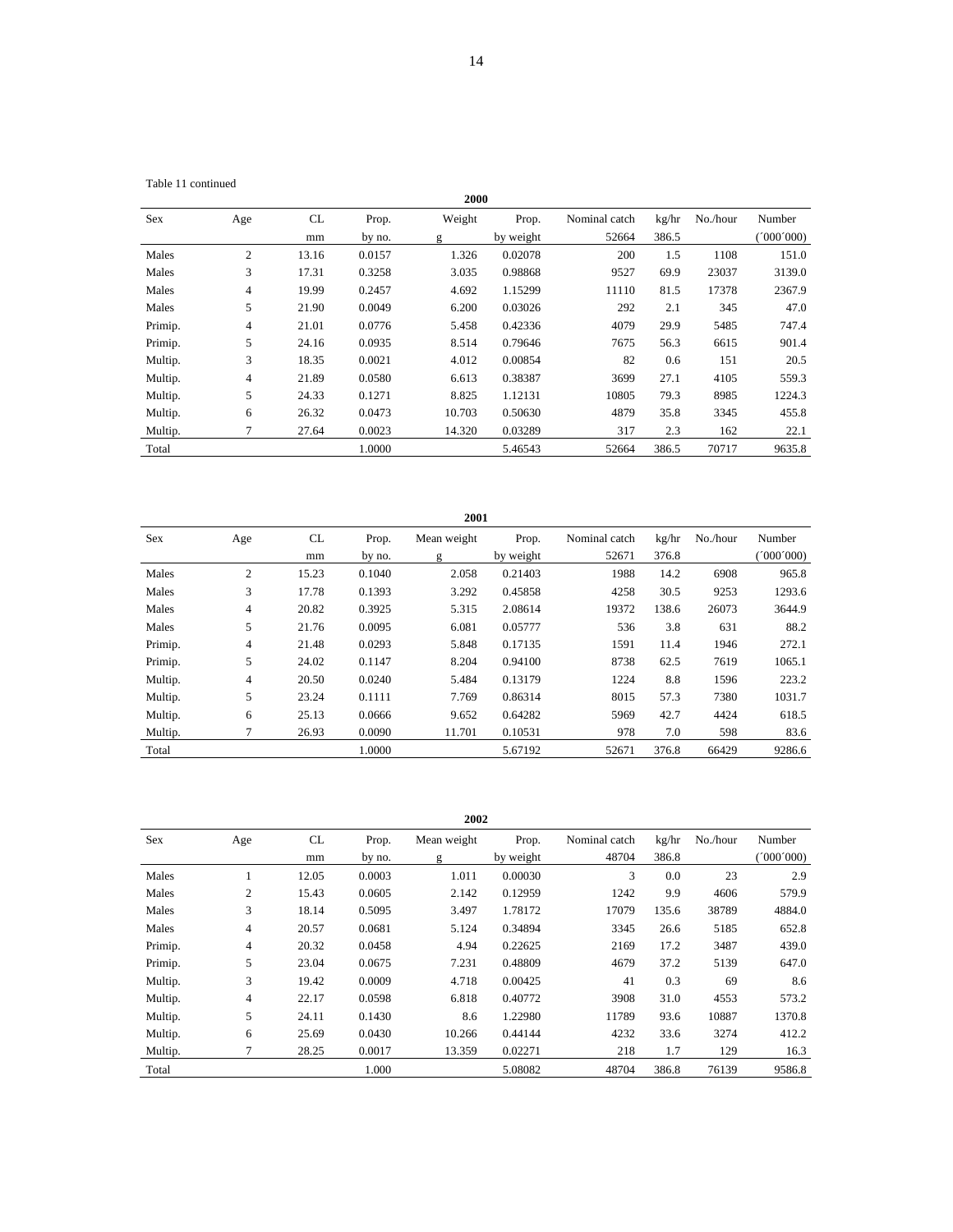Table 11 continued

**2000**

| Sex | Age | CL | Prop. | Weight | Prop. | Nominal catch | kg/hr | No./hour | Number |
|---|---|---|---|---|---|---|---|---|---|
| | | mm | by no. | g | by weight | 52664 | 386.5 | | (´000´000) |
| Males | 2 | 13.16 | 0.0157 | 1.326 | 0.02078 | 200 | 1.5 | 1108 | 151.0 |
| Males | 3 | 17.31 | 0.3258 | 3.035 | 0.98868 | 9527 | 69.9 | 23037 | 3139.0 |
| Males | 4 | 19.99 | 0.2457 | 4.692 | 1.15299 | 11110 | 81.5 | 17378 | 2367.9 |
| Males | 5 | 21.90 | 0.0049 | 6.200 | 0.03026 | 292 | 2.1 | 345 | 47.0 |
| Primip. | 4 | 21.01 | 0.0776 | 5.458 | 0.42336 | 4079 | 29.9 | 5485 | 747.4 |
| Primip. | 5 | 24.16 | 0.0935 | 8.514 | 0.79646 | 7675 | 56.3 | 6615 | 901.4 |
| Multip. | 3 | 18.35 | 0.0021 | 4.012 | 0.00854 | 82 | 0.6 | 151 | 20.5 |
| Multip. | 4 | 21.89 | 0.0580 | 6.613 | 0.38387 | 3699 | 27.1 | 4105 | 559.3 |
| Multip. | 5 | 24.33 | 0.1271 | 8.825 | 1.12131 | 10805 | 79.3 | 8985 | 1224.3 |
| Multip. | 6 | 26.32 | 0.0473 | 10.703 | 0.50630 | 4879 | 35.8 | 3345 | 455.8 |
| Multip. | 7 | 27.64 | 0.0023 | 14.320 | 0.03289 | 317 | 2.3 | 162 | 22.1 |
| Total | | | 1.0000 | | 5.46543 | 52664 | 386.5 | 70717 | 9635.8 |

**2001**

| Sex | Age | CL | Prop. | Mean weight | Prop. | Nominal catch | kg/hr | No./hour | Number |
|---|---|---|---|---|---|---|---|---|---|
| | | mm | by no. | g | by weight | 52671 | 376.8 | | (´000´000) |
| Males | 2 | 15.23 | 0.1040 | 2.058 | 0.21403 | 1988 | 14.2 | 6908 | 965.8 |
| Males | 3 | 17.78 | 0.1393 | 3.292 | 0.45858 | 4258 | 30.5 | 9253 | 1293.6 |
| Males | 4 | 20.82 | 0.3925 | 5.315 | 2.08614 | 19372 | 138.6 | 26073 | 3644.9 |
| Males | 5 | 21.76 | 0.0095 | 6.081 | 0.05777 | 536 | 3.8 | 631 | 88.2 |
| Primip. | 4 | 21.48 | 0.0293 | 5.848 | 0.17135 | 1591 | 11.4 | 1946 | 272.1 |
| Primip. | 5 | 24.02 | 0.1147 | 8.204 | 0.94100 | 8738 | 62.5 | 7619 | 1065.1 |
| Multip. | 4 | 20.50 | 0.0240 | 5.484 | 0.13179 | 1224 | 8.8 | 1596 | 223.2 |
| Multip. | 5 | 23.24 | 0.1111 | 7.769 | 0.86314 | 8015 | 57.3 | 7380 | 1031.7 |
| Multip. | 6 | 25.13 | 0.0666 | 9.652 | 0.64282 | 5969 | 42.7 | 4424 | 618.5 |
| Multip. | 7 | 26.93 | 0.0090 | 11.701 | 0.10531 | 978 | 7.0 | 598 | 83.6 |
| Total | | | 1.0000 | | 5.67192 | 52671 | 376.8 | 66429 | 9286.6 |

**2002**

| Sex | Age | CL | Prop. | Mean weight | Prop. | Nominal catch | kg/hr | No./hour | Number |
|---|---|---|---|---|---|---|---|---|---|
| | | mm | by no. | g | by weight | 48704 | 386.8 | | (´000´000) |
| Males | 1 | 12.05 | 0.0003 | 1.011 | 0.00030 | 3 | 0.0 | 23 | 2.9 |
| Males | 2 | 15.43 | 0.0605 | 2.142 | 0.12959 | 1242 | 9.9 | 4606 | 579.9 |
| Males | 3 | 18.14 | 0.5095 | 3.497 | 1.78172 | 17079 | 135.6 | 38789 | 4884.0 |
| Males | 4 | 20.57 | 0.0681 | 5.124 | 0.34894 | 3345 | 26.6 | 5185 | 652.8 |
| Primip. | 4 | 20.32 | 0.0458 | 4.94 | 0.22625 | 2169 | 17.2 | 3487 | 439.0 |
| Primip. | 5 | 23.04 | 0.0675 | 7.231 | 0.48809 | 4679 | 37.2 | 5139 | 647.0 |
| Multip. | 3 | 19.42 | 0.0009 | 4.718 | 0.00425 | 41 | 0.3 | 69 | 8.6 |
| Multip. | 4 | 22.17 | 0.0598 | 6.818 | 0.40772 | 3908 | 31.0 | 4553 | 573.2 |
| Multip. | 5 | 24.11 | 0.1430 | 8.6 | 1.22980 | 11789 | 93.6 | 10887 | 1370.8 |
| Multip. | 6 | 25.69 | 0.0430 | 10.266 | 0.44144 | 4232 | 33.6 | 3274 | 412.2 |
| Multip. | 7 | 28.25 | 0.0017 | 13.359 | 0.02271 | 218 | 1.7 | 129 | 16.3 |
| Total | | | 1.000 | | 5.08082 | 48704 | 386.8 | 76139 | 9586.8 |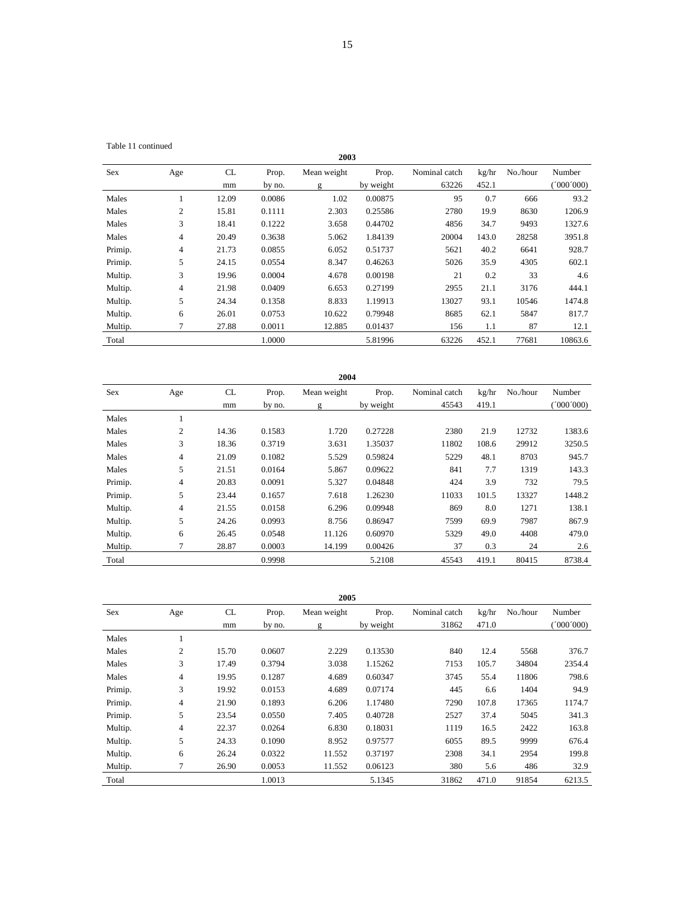Table 11 continued

**2003**

| Sex | Age | CL | Prop. | Mean weight | Prop. | Nominal catch | kg/hr | No./hour | Number |
|---|---|---|---|---|---|---|---|---|---|
| | | mm | by no. | g | by weight | 63226 | 452.1 | | (´000´000) |
| Males | 1 | 12.09 | 0.0086 | 1.02 | 0.00875 | 95 | 0.7 | 666 | 93.2 |
| Males | 2 | 15.81 | 0.1111 | 2.303 | 0.25586 | 2780 | 19.9 | 8630 | 1206.9 |
| Males | 3 | 18.41 | 0.1222 | 3.658 | 0.44702 | 4856 | 34.7 | 9493 | 1327.6 |
| Males | 4 | 20.49 | 0.3638 | 5.062 | 1.84139 | 20004 | 143.0 | 28258 | 3951.8 |
| Primip. | 4 | 21.73 | 0.0855 | 6.052 | 0.51737 | 5621 | 40.2 | 6641 | 928.7 |
| Primip. | 5 | 24.15 | 0.0554 | 8.347 | 0.46263 | 5026 | 35.9 | 4305 | 602.1 |
| Multip. | 3 | 19.96 | 0.0004 | 4.678 | 0.00198 | 21 | 0.2 | 33 | 4.6 |
| Multip. | 4 | 21.98 | 0.0409 | 6.653 | 0.27199 | 2955 | 21.1 | 3176 | 444.1 |
| Multip. | 5 | 24.34 | 0.1358 | 8.833 | 1.19913 | 13027 | 93.1 | 10546 | 1474.8 |
| Multip. | 6 | 26.01 | 0.0753 | 10.622 | 0.79948 | 8685 | 62.1 | 5847 | 817.7 |
| Multip. | 7 | 27.88 | 0.0011 | 12.885 | 0.01437 | 156 | 1.1 | 87 | 12.1 |
| Total | | | 1.0000 | | 5.81996 | 63226 | 452.1 | 77681 | 10863.6 |

**2004**

| Sex | Age | CL | Prop. | Mean weight | Prop. | Nominal catch | kg/hr | No./hour | Number |
|---|---|---|---|---|---|---|---|---|---|
| | | mm | by no. | g | by weight | 45543 | 419.1 | | (´000´000) |
| Males | 1 | | | | | | | | |
| Males | 2 | 14.36 | 0.1583 | 1.720 | 0.27228 | 2380 | 21.9 | 12732 | 1383.6 |
| Males | 3 | 18.36 | 0.3719 | 3.631 | 1.35037 | 11802 | 108.6 | 29912 | 3250.5 |
| Males | 4 | 21.09 | 0.1082 | 5.529 | 0.59824 | 5229 | 48.1 | 8703 | 945.7 |
| Males | 5 | 21.51 | 0.0164 | 5.867 | 0.09622 | 841 | 7.7 | 1319 | 143.3 |
| Primip. | 4 | 20.83 | 0.0091 | 5.327 | 0.04848 | 424 | 3.9 | 732 | 79.5 |
| Primip. | 5 | 23.44 | 0.1657 | 7.618 | 1.26230 | 11033 | 101.5 | 13327 | 1448.2 |
| Multip. | 4 | 21.55 | 0.0158 | 6.296 | 0.09948 | 869 | 8.0 | 1271 | 138.1 |
| Multip. | 5 | 24.26 | 0.0993 | 8.756 | 0.86947 | 7599 | 69.9 | 7987 | 867.9 |
| Multip. | 6 | 26.45 | 0.0548 | 11.126 | 0.60970 | 5329 | 49.0 | 4408 | 479.0 |
| Multip. | 7 | 28.87 | 0.0003 | 14.199 | 0.00426 | 37 | 0.3 | 24 | 2.6 |
| Total | | | 0.9998 | | 5.2108 | 45543 | 419.1 | 80415 | 8738.4 |

**2005**

| Sex | Age | CL | Prop. | Mean weight | Prop. | Nominal catch | kg/hr | No./hour | Number |
|---|---|---|---|---|---|---|---|---|---|
| | | mm | by no. | g | by weight | 31862 | 471.0 | | (´000´000) |
| Males | 1 | | | | | | | | |
| Males | 2 | 15.70 | 0.0607 | 2.229 | 0.13530 | 840 | 12.4 | 5568 | 376.7 |
| Males | 3 | 17.49 | 0.3794 | 3.038 | 1.15262 | 7153 | 105.7 | 34804 | 2354.4 |
| Males | 4 | 19.95 | 0.1287 | 4.689 | 0.60347 | 3745 | 55.4 | 11806 | 798.6 |
| Primip. | 3 | 19.92 | 0.0153 | 4.689 | 0.07174 | 445 | 6.6 | 1404 | 94.9 |
| Primip. | 4 | 21.90 | 0.1893 | 6.206 | 1.17480 | 7290 | 107.8 | 17365 | 1174.7 |
| Primip. | 5 | 23.54 | 0.0550 | 7.405 | 0.40728 | 2527 | 37.4 | 5045 | 341.3 |
| Multip. | 4 | 22.37 | 0.0264 | 6.830 | 0.18031 | 1119 | 16.5 | 2422 | 163.8 |
| Multip. | 5 | 24.33 | 0.1090 | 8.952 | 0.97577 | 6055 | 89.5 | 9999 | 676.4 |
| Multip. | 6 | 26.24 | 0.0322 | 11.552 | 0.37197 | 2308 | 34.1 | 2954 | 199.8 |
| Multip. | 7 | 26.90 | 0.0053 | 11.552 | 0.06123 | 380 | 5.6 | 486 | 32.9 |
| Total | | | 1.0013 | | 5.1345 | 31862 | 471.0 | 91854 | 6213.5 |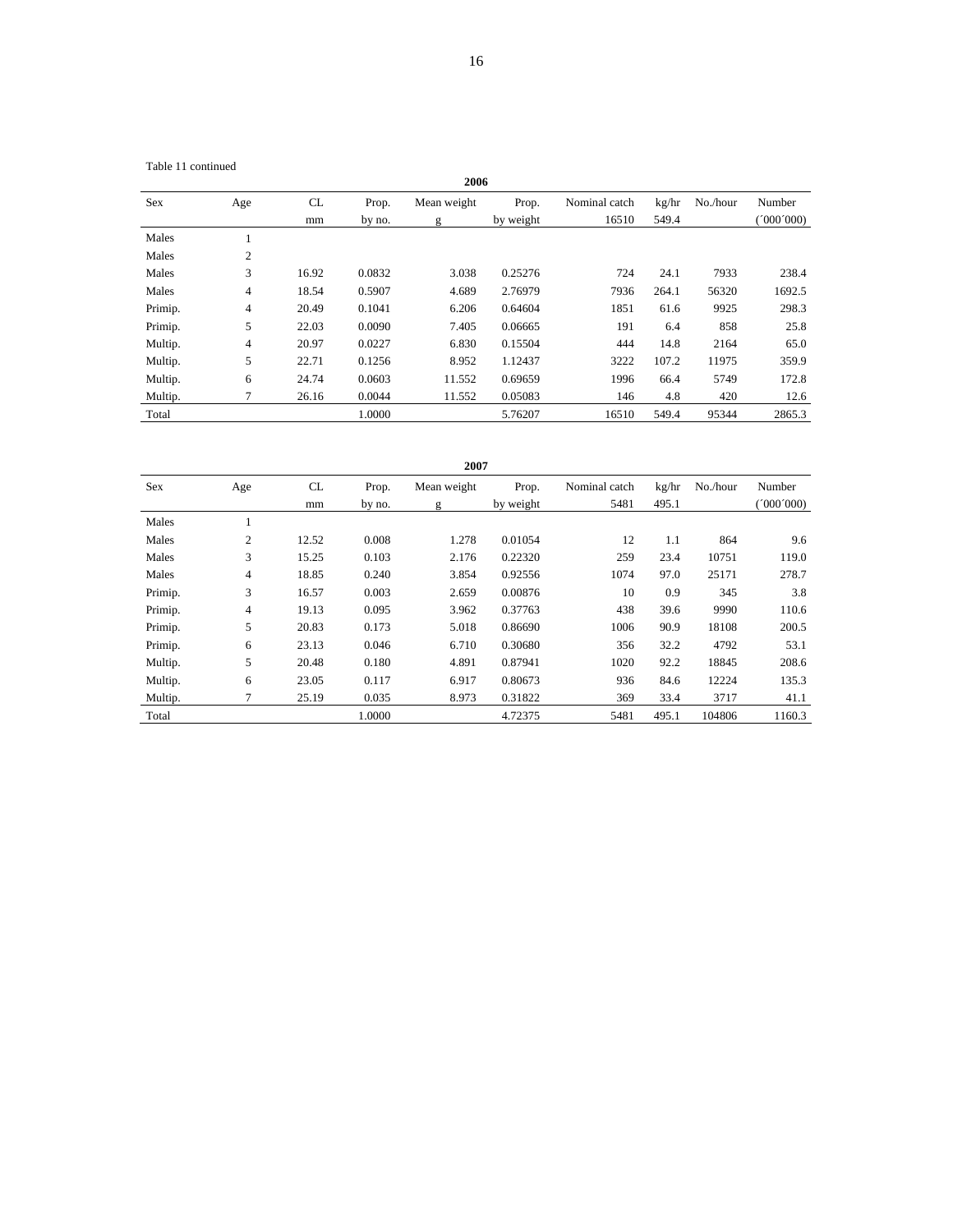Table 11 continued

**2006**

| Sex | Age | CL | Prop. | Mean weight | Prop. | Nominal catch | kg/hr | No./hour | Number |
|---|---|---|---|---|---|---|---|---|---|
| | | mm | by no. | g | by weight | 16510 | 549.4 | | (´000´000) |
| Males | 1 | | | | | | | | |
| Males | 2 | | | | | | | | |
| Males | 3 | 16.92 | 0.0832 | 3.038 | 0.25276 | 724 | 24.1 | 7933 | 238.4 |
| Males | 4 | 18.54 | 0.5907 | 4.689 | 2.76979 | 7936 | 264.1 | 56320 | 1692.5 |
| Primip. | 4 | 20.49 | 0.1041 | 6.206 | 0.64604 | 1851 | 61.6 | 9925 | 298.3 |
| Primip. | 5 | 22.03 | 0.0090 | 7.405 | 0.06665 | 191 | 6.4 | 858 | 25.8 |
| Multip. | 4 | 20.97 | 0.0227 | 6.830 | 0.15504 | 444 | 14.8 | 2164 | 65.0 |
| Multip. | 5 | 22.71 | 0.1256 | 8.952 | 1.12437 | 3222 | 107.2 | 11975 | 359.9 |
| Multip. | 6 | 24.74 | 0.0603 | 11.552 | 0.69659 | 1996 | 66.4 | 5749 | 172.8 |
| Multip. | 7 | 26.16 | 0.0044 | 11.552 | 0.05083 | 146 | 4.8 | 420 | 12.6 |
| Total | | | 1.0000 | | 5.76207 | 16510 | 549.4 | 95344 | 2865.3 |

**2007**

| Sex | Age | CL | Prop. | Mean weight | Prop. | Nominal catch | kg/hr | No./hour | Number |
|---|---|---|---|---|---|---|---|---|---|
| | | mm | by no. | g | by weight | 5481 | 495.1 | | (´000´000) |
| Males | 1 | | | | | | | | |
| Males | 2 | 12.52 | 0.008 | 1.278 | 0.01054 | 12 | 1.1 | 864 | 9.6 |
| Males | 3 | 15.25 | 0.103 | 2.176 | 0.22320 | 259 | 23.4 | 10751 | 119.0 |
| Males | 4 | 18.85 | 0.240 | 3.854 | 0.92556 | 1074 | 97.0 | 25171 | 278.7 |
| Primip. | 3 | 16.57 | 0.003 | 2.659 | 0.00876 | 10 | 0.9 | 345 | 3.8 |
| Primip. | 4 | 19.13 | 0.095 | 3.962 | 0.37763 | 438 | 39.6 | 9990 | 110.6 |
| Primip. | 5 | 20.83 | 0.173 | 5.018 | 0.86690 | 1006 | 90.9 | 18108 | 200.5 |
| Primip. | 6 | 23.13 | 0.046 | 6.710 | 0.30680 | 356 | 32.2 | 4792 | 53.1 |
| Multip. | 5 | 20.48 | 0.180 | 4.891 | 0.87941 | 1020 | 92.2 | 18845 | 208.6 |
| Multip. | 6 | 23.05 | 0.117 | 6.917 | 0.80673 | 936 | 84.6 | 12224 | 135.3 |
| Multip. | 7 | 25.19 | 0.035 | 8.973 | 0.31822 | 369 | 33.4 | 3717 | 41.1 |
| Total | | | 1.0000 | | 4.72375 | 5481 | 495.1 | 104806 | 1160.3 |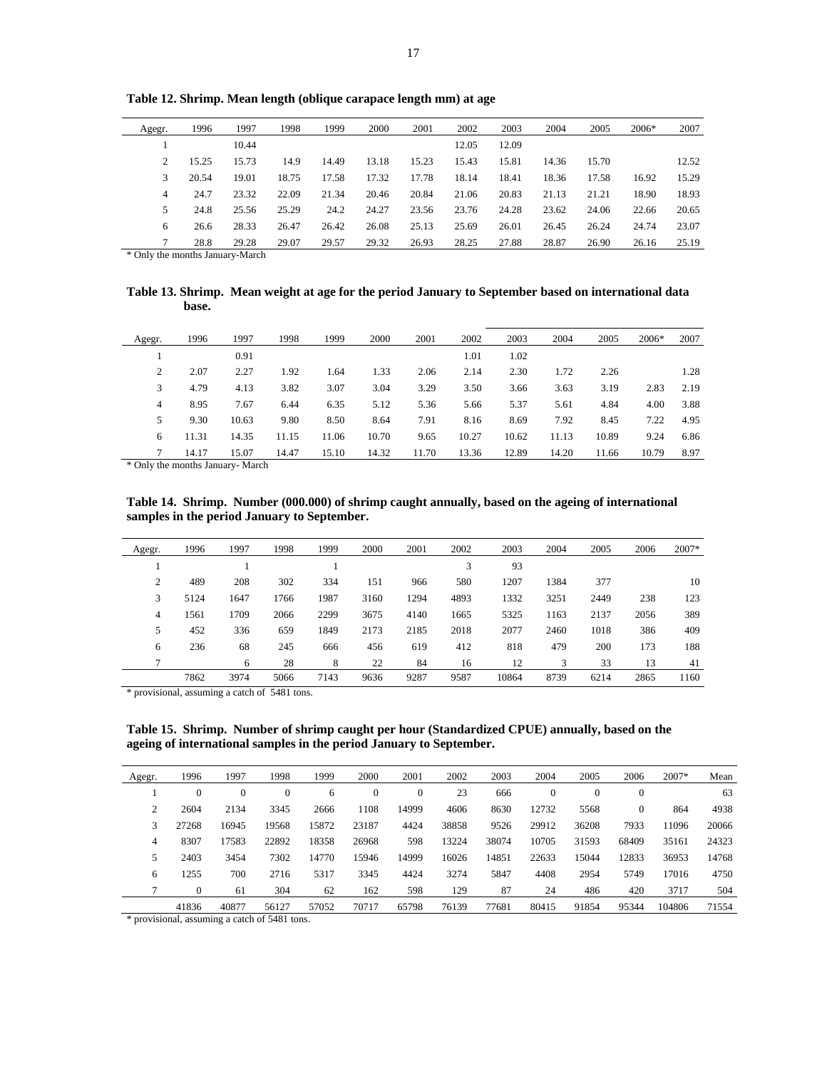**Table 12. Shrimp. Mean length (oblique carapace length mm) at age**

| Agegr. | 1996 | 1997 | 1998 | 1999 | 2000 | 2001 | 2002 | 2003 | 2004 | 2005 | 2006* | 2007 |
|---|---|---|---|---|---|---|---|---|---|---|---|---|
| 1 | | 10.44 | | | | | 12.05 | 12.09 | | | | |
| 2 | 15.25 | 15.73 | 14.9 | 14.49 | 13.18 | 15.23 | 15.43 | 15.81 | 14.36 | 15.70 | | 12.52 |
| 3 | 20.54 | 19.01 | 18.75 | 17.58 | 17.32 | 17.78 | 18.14 | 18.41 | 18.36 | 17.58 | 16.92 | 15.29 |
| 4 | 24.7 | 23.32 | 22.09 | 21.34 | 20.46 | 20.84 | 21.06 | 20.83 | 21.13 | 21.21 | 18.90 | 18.93 |
| 5 | 24.8 | 25.56 | 25.29 | 24.2 | 24.27 | 23.56 | 23.76 | 24.28 | 23.62 | 24.06 | 22.66 | 20.65 |
| 6 | 26.6 | 28.33 | 26.47 | 26.42 | 26.08 | 25.13 | 25.69 | 26.01 | 26.45 | 26.24 | 24.74 | 23.07 |
| 7 | 28.8 | 29.28 | 29.07 | 29.57 | 29.32 | 26.93 | 28.25 | 27.88 | 28.87 | 26.90 | 26.16 | 25.19 |

* Only the months January-March

**Table 13. Shrimp. Mean weight at age for the period January to September based on international data base.**

| Agegr. | 1996 | 1997 | 1998 | 1999 | 2000 | 2001 | 2002 | 2003 | 2004 | 2005 | 2006* | 2007 |
|---|---|---|---|---|---|---|---|---|---|---|---|---|
| 1 | | 0.91 | | | | | 1.01 | 1.02 | | | | |
| 2 | 2.07 | 2.27 | 1.92 | 1.64 | 1.33 | 2.06 | 2.14 | 2.30 | 1.72 | 2.26 | | 1.28 |
| 3 | 4.79 | 4.13 | 3.82 | 3.07 | 3.04 | 3.29 | 3.50 | 3.66 | 3.63 | 3.19 | 2.83 | 2.19 |
| 4 | 8.95 | 7.67 | 6.44 | 6.35 | 5.12 | 5.36 | 5.66 | 5.37 | 5.61 | 4.84 | 4.00 | 3.88 |
| 5 | 9.30 | 10.63 | 9.80 | 8.50 | 8.64 | 7.91 | 8.16 | 8.69 | 7.92 | 8.45 | 7.22 | 4.95 |
| 6 | 11.31 | 14.35 | 11.15 | 11.06 | 10.70 | 9.65 | 10.27 | 10.62 | 11.13 | 10.89 | 9.24 | 6.86 |
| 7 | 14.17 | 15.07 | 14.47 | 15.10 | 14.32 | 11.70 | 13.36 | 12.89 | 14.20 | 11.66 | 10.79 | 8.97 |

* Only the months January- March

**Table 14. Shrimp. Number (000.000) of shrimp caught annually, based on the ageing of international samples in the period January to September.**

| Agegr. | 1996 | 1997 | 1998 | 1999 | 2000 | 2001 | 2002 | 2003 | 2004 | 2005 | 2006 | 2007* |
|---|---|---|---|---|---|---|---|---|---|---|---|---|
| 1 | | 1 | | 1 | | | 3 | 93 | | | | |
| 2 | 489 | 208 | 302 | 334 | 151 | 966 | 580 | 1207 | 1384 | 377 | | 10 |
| 3 | 5124 | 1647 | 1766 | 1987 | 3160 | 1294 | 4893 | 1332 | 3251 | 2449 | 238 | 123 |
| 4 | 1561 | 1709 | 2066 | 2299 | 3675 | 4140 | 1665 | 5325 | 1163 | 2137 | 2056 | 389 |
| 5 | 452 | 336 | 659 | 1849 | 2173 | 2185 | 2018 | 2077 | 2460 | 1018 | 386 | 409 |
| 6 | 236 | 68 | 245 | 666 | 456 | 619 | 412 | 818 | 479 | 200 | 173 | 188 |
| 7 | | 6 | 28 | 8 | 22 | 84 | 16 | 12 | 3 | 33 | 13 | 41 |
| | 7862 | 3974 | 5066 | 7143 | 9636 | 9287 | 9587 | 10864 | 8739 | 6214 | 2865 | 1160 |

* provisional, assuming a catch of 5481 tons.

**Table 15. Shrimp. Number of shrimp caught per hour (Standardized CPUE) annually, based on the ageing of international samples in the period January to September.**

| Agegr. | 1996 | 1997 | 1998 | 1999 | 2000 | 2001 | 2002 | 2003 | 2004 | 2005 | 2006 | 2007* | Mean |
|---|---|---|---|---|---|---|---|---|---|---|---|---|---|
| 1 | 0 | 0 | 0 | 6 | 0 | 0 | 23 | 666 | 0 | 0 | 0 | | 63 |
| 2 | 2604 | 2134 | 3345 | 2666 | 1108 | 14999 | 4606 | 8630 | 12732 | 5568 | 0 | 864 | 4938 |
| 3 | 27268 | 16945 | 19568 | 15872 | 23187 | 4424 | 38858 | 9526 | 29912 | 36208 | 7933 | 11096 | 20066 |
| 4 | 8307 | 17583 | 22892 | 18358 | 26968 | 598 | 13224 | 38074 | 10705 | 31593 | 68409 | 35161 | 24323 |
| 5 | 2403 | 3454 | 7302 | 14770 | 15946 | 14999 | 16026 | 14851 | 22633 | 15044 | 12833 | 36953 | 14768 |
| 6 | 1255 | 700 | 2716 | 5317 | 3345 | 4424 | 3274 | 5847 | 4408 | 2954 | 5749 | 17016 | 4750 |
| 7 | 0 | 61 | 304 | 62 | 162 | 598 | 129 | 87 | 24 | 486 | 420 | 3717 | 504 |
| | 41836 | 40877 | 56127 | 57052 | 70717 | 65798 | 76139 | 77681 | 80415 | 91854 | 95344 | 104806 | 71554 |

* provisional, assuming a catch of 5481 tons.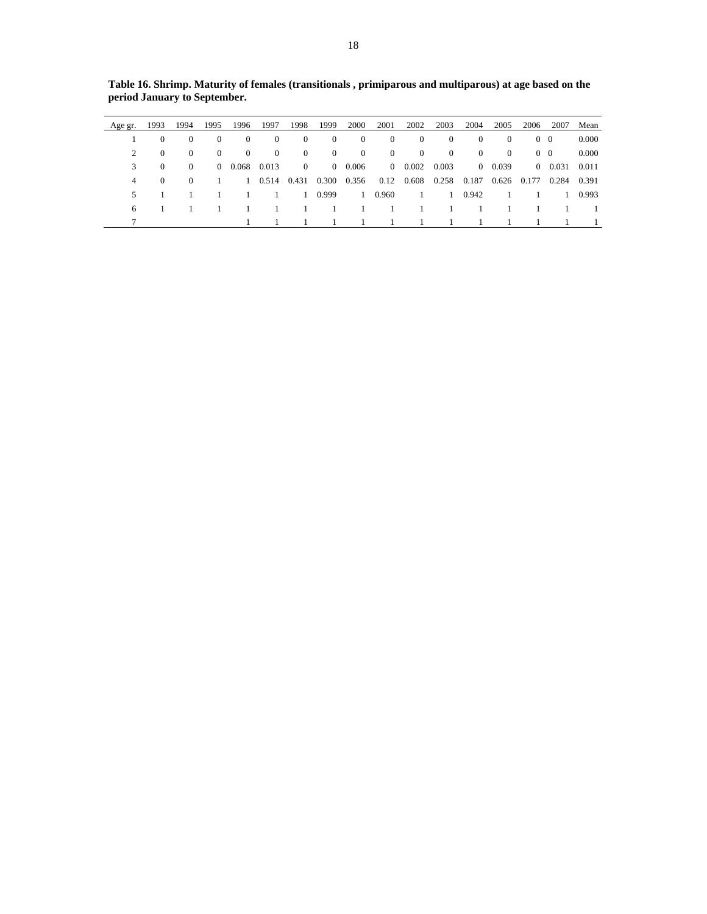**Table 16. Shrimp. Maturity of females (transitionals , primiparous and multiparous) at age based on the period January to September.**

| Age gr. | 1993 | 1994 | 1995 | 1996 | 1997 | 1998 | 1999 | 2000 | 2001 | 2002 | 2003 | 2004 | 2005 | 2006 | 2007 | Mean |
|---|---|---|---|---|---|---|---|---|---|---|---|---|---|---|---|---|
| 1 | 0 | 0 | 0 | 0 | 0 | 0 | 0 | 0 | 0 | 0 | 0 | 0 | 0 | 0 | 0 | 0.000 |
| 2 | 0 | 0 | 0 | 0 | 0 | 0 | 0 | 0 | 0 | 0 | 0 | 0 | 0 | 0 | 0 | 0.000 |
| 3 | 0 | 0 | 0 | 0.068 | 0.013 | 0 | 0 | 0.006 | 0 | 0.002 | 0.003 | 0 | 0.039 | 0 | 0.031 | 0.011 |
| 4 | 0 | 0 | 1 | 1 | 0.514 | 0.431 | 0.300 | 0.356 | 0.12 | 0.608 | 0.258 | 0.187 | 0.626 | 0.177 | 0.284 | 0.391 |
| 5 | 1 | 1 | 1 | 1 | 1 | 1 | 0.999 | 1 | 0.960 | 1 | 1 | 0.942 | 1 | 1 | 1 | 0.993 |
| 6 | 1 | 1 | 1 | 1 | 1 | 1 | 1 | 1 | 1 | 1 | 1 | 1 | 1 | 1 | 1 | 1 |
| 7 | | | | 1 | 1 | 1 | 1 | 1 | 1 | 1 | 1 | 1 | 1 | 1 | 1 | 1 |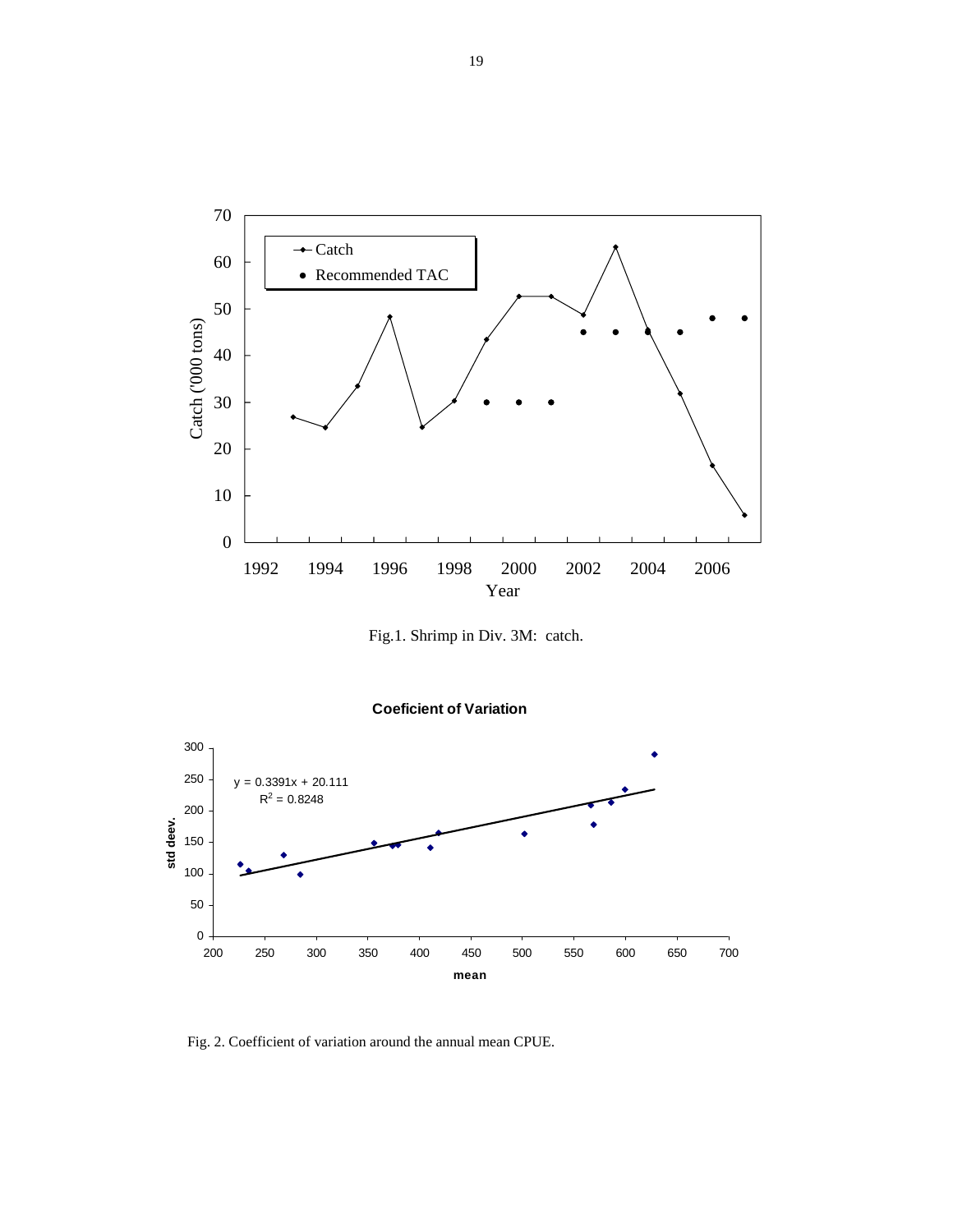Fig.1. Shrimp in Div. 3M: catch.

Fig. 2. Coefficient of variation around the annual mean CPUE.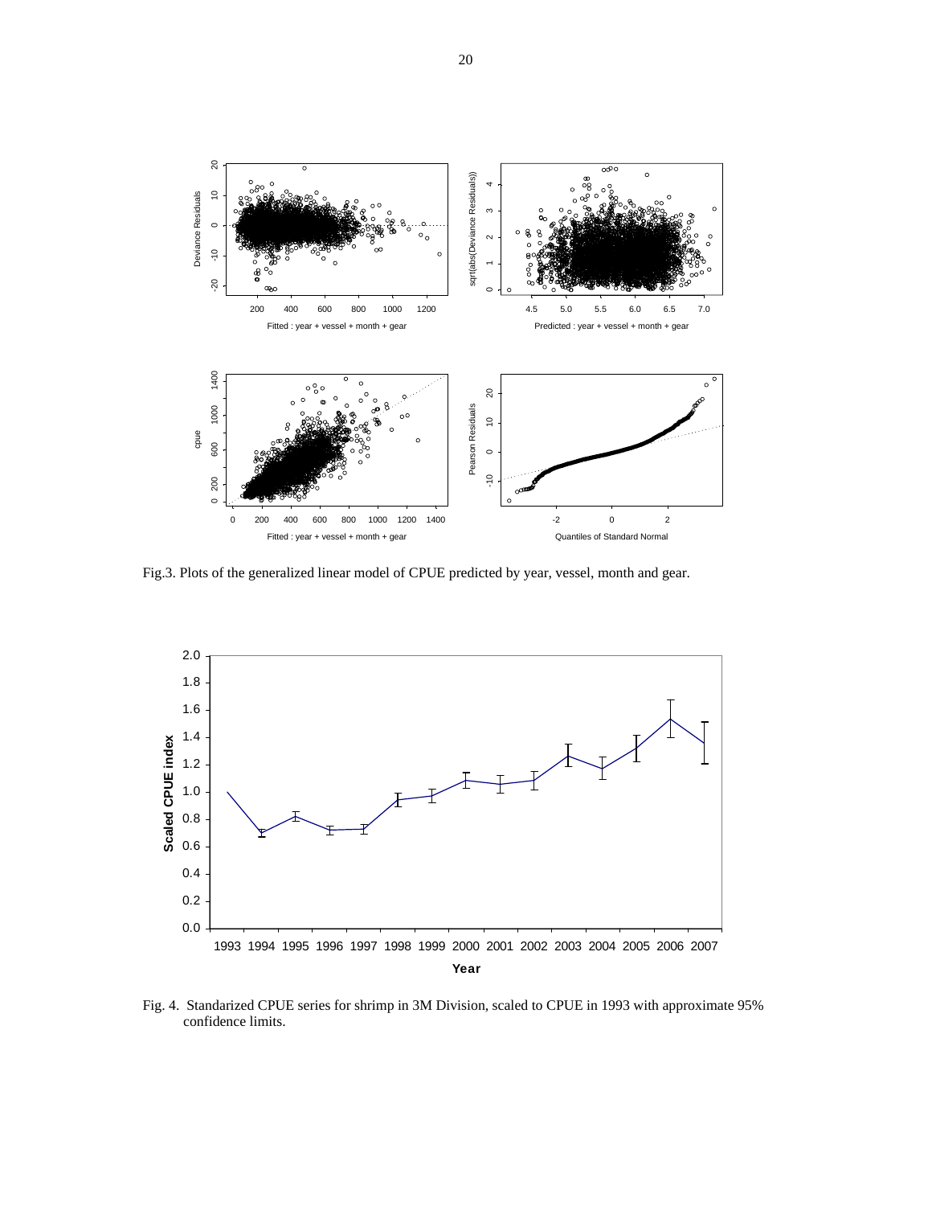Fig.3. Plots of the generalized linear model of CPUE predicted by year, vessel, month and gear.

Fig. 4. Standarized CPUE series for shrimp in 3M Division, scaled to CPUE in 1993 with approximate 95% confidence limits.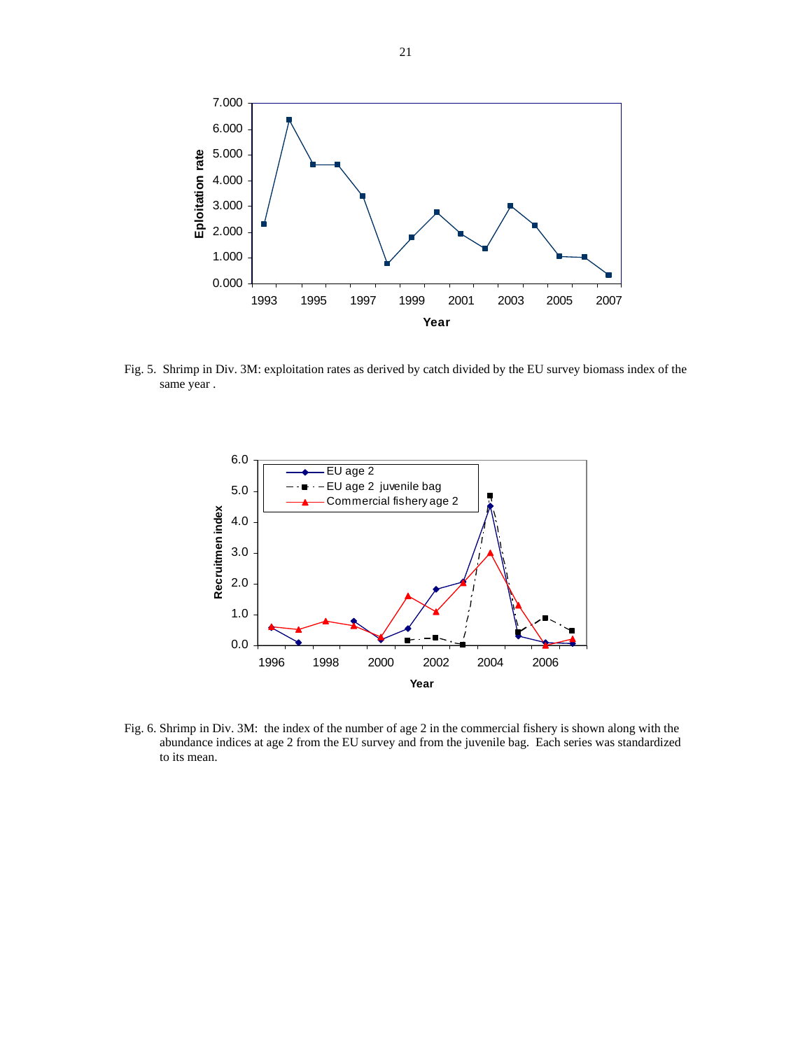Fig. 5. Shrimp in Div. 3M: exploitation rates as derived by catch divided by the EU survey biomass index of the same year .

Fig. 6. Shrimp in Div. 3M: the index of the number of age 2 in the commercial fishery is shown along with the abundance indices at age 2 from the EU survey and from the juvenile bag. Each series was standardized to its mean.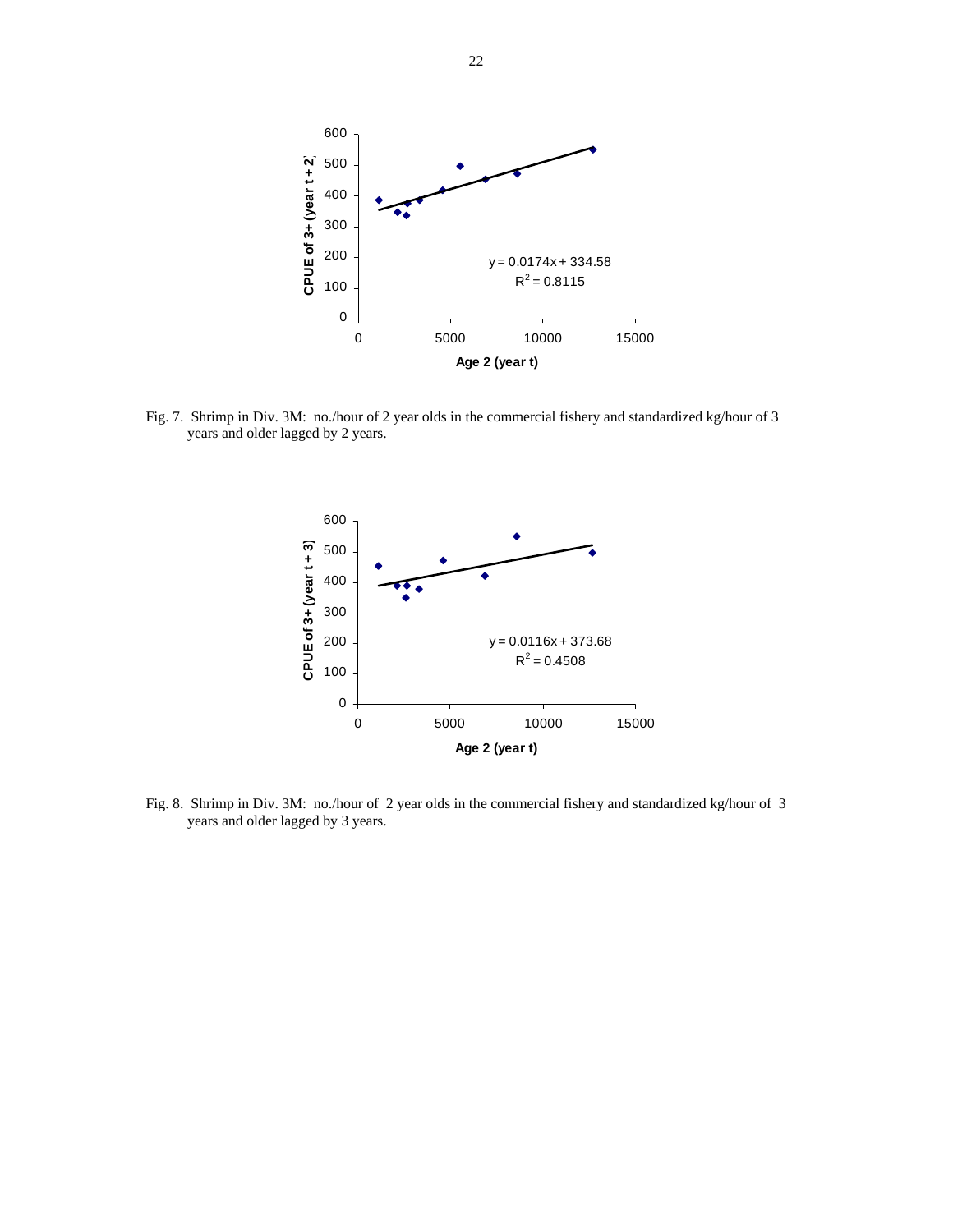Fig. 7. Shrimp in Div. 3M: no./hour of 2 year olds in the commercial fishery and standardized kg/hour of 3 years and older lagged by 2 years.

Fig. 8. Shrimp in Div. 3M: no./hour of 2 year olds in the commercial fishery and standardized kg/hour of 3 years and older lagged by 3 years.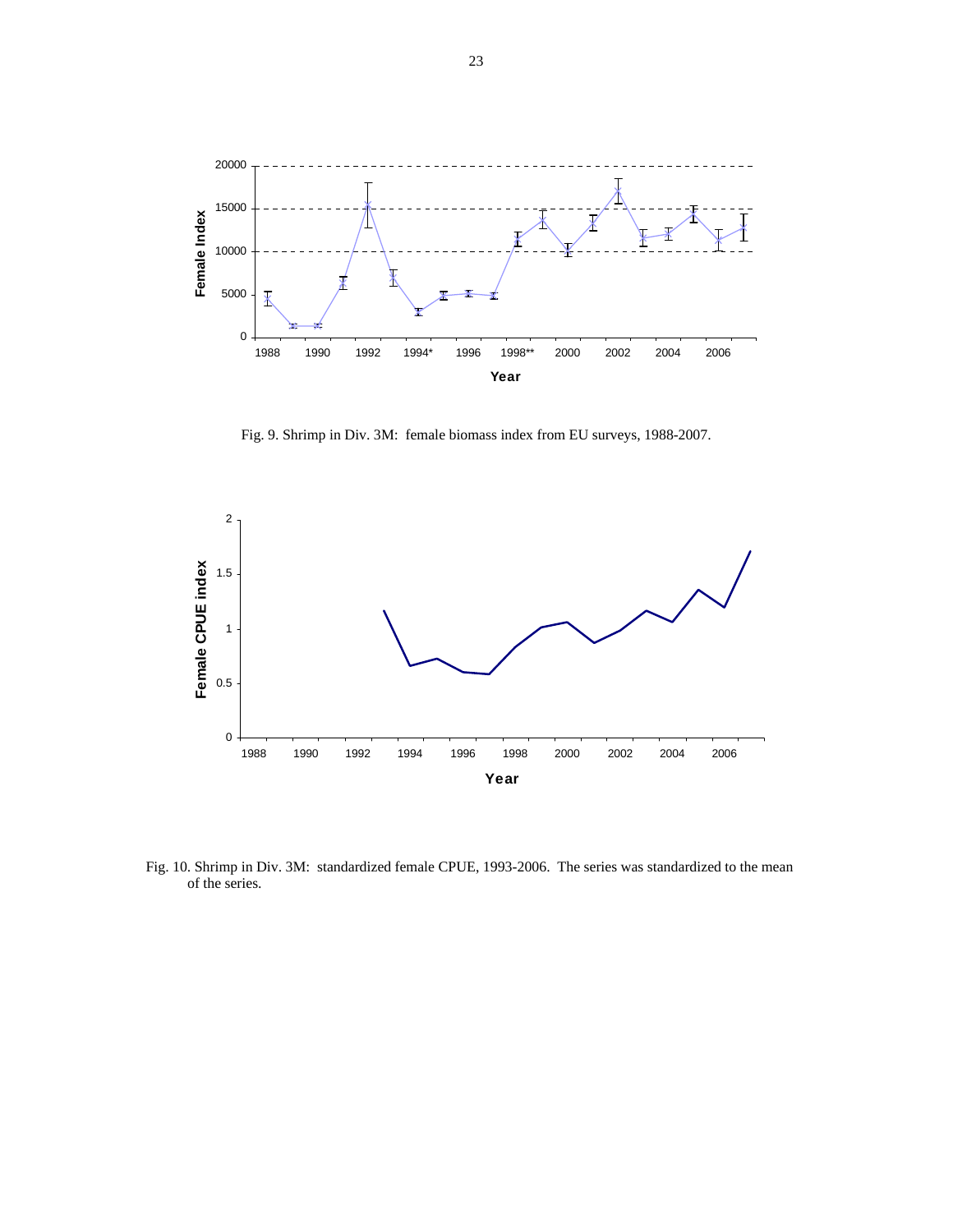20000
15000
10000
5000
0

Female Index

1988
1990
1992
1994*
1996
1998**
2000
2002
2004
2006

Year

Fig. 9. Shrimp in Div. 3M: female biomass index from EU surveys, 1988-2007.

2
1.5
1
0.5
0

Female CPUE index

1988
1990
1992
1994
1996
1998
2000
2002
2004
2006

Year

Fig. 10. Shrimp in Div. 3M: standardized female CPUE, 1993-2006. The series was standardized to the mean of the series.